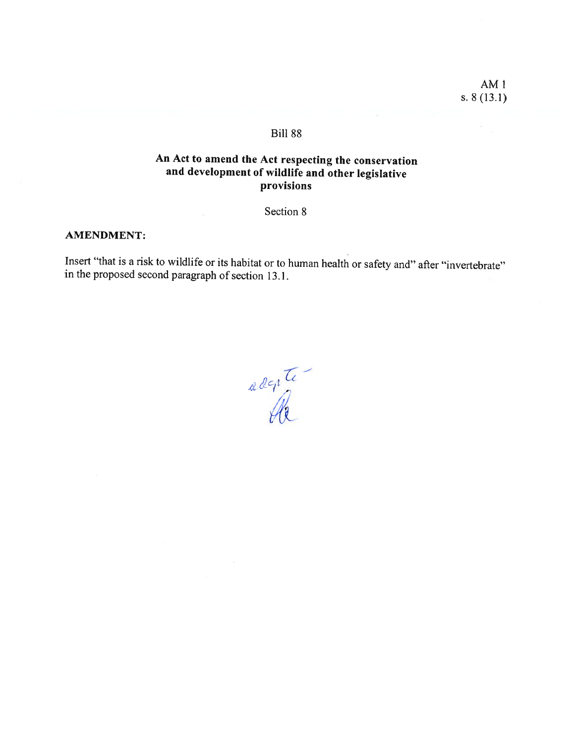AM 1
s. 8 (13.1)

Bill 88

## An Act to amend the Act respecting the conservation and development of wildlife and other legislative provisions

Section 8

**AMENDMENT:**

Insert "that is a risk to wildlife or its habitat or to human health or safety and" after "invertebrate" in the proposed second paragraph of section 13.1.

adopté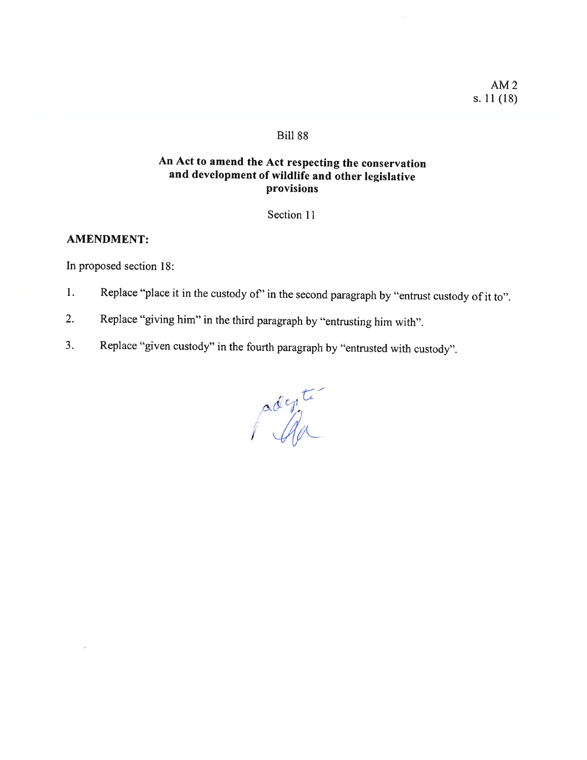AM 2
s. 11 (18)

Bill 88

## An Act to amend the Act respecting the conservation and development of wildlife and other legislative provisions

Section 11

**AMENDMENT:**

In proposed section 18:

1. Replace "place it in the custody of" in the second paragraph by "entrust custody of it to".
2. Replace "giving him" in the third paragraph by "entrusting him with".
3. Replace "given custody" in the fourth paragraph by "entrusted with custody".

adopté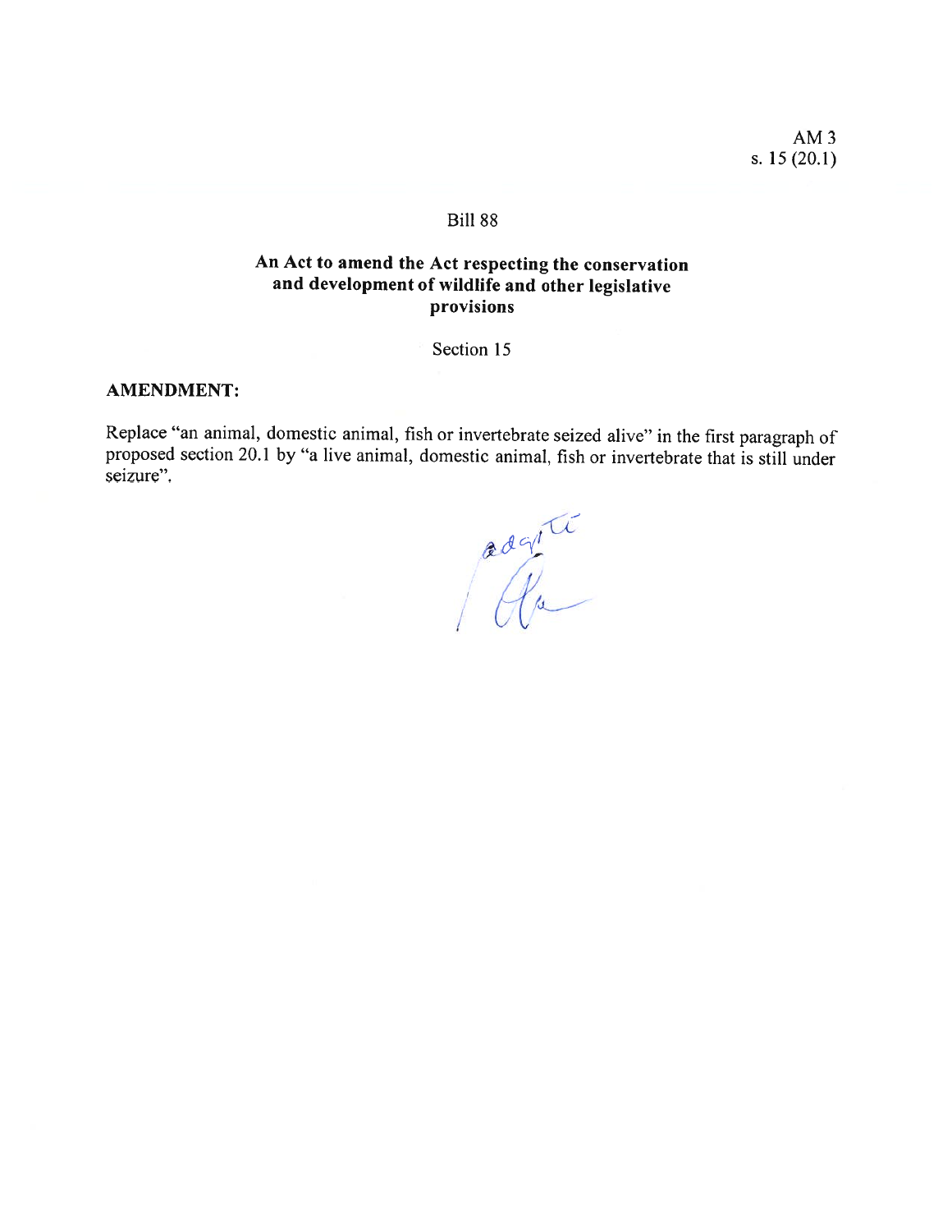AM 3
s. 15 (20.1)

Bill 88

**An Act to amend the Act respecting the conservation and development of wildlife and other legislative provisions**

Section 15

**AMENDMENT:**

Replace "an animal, domestic animal, fish or invertebrate seized alive" in the first paragraph of proposed section 20.1 by "a live animal, domestic animal, fish or invertebrate that is still under seizure".

adopté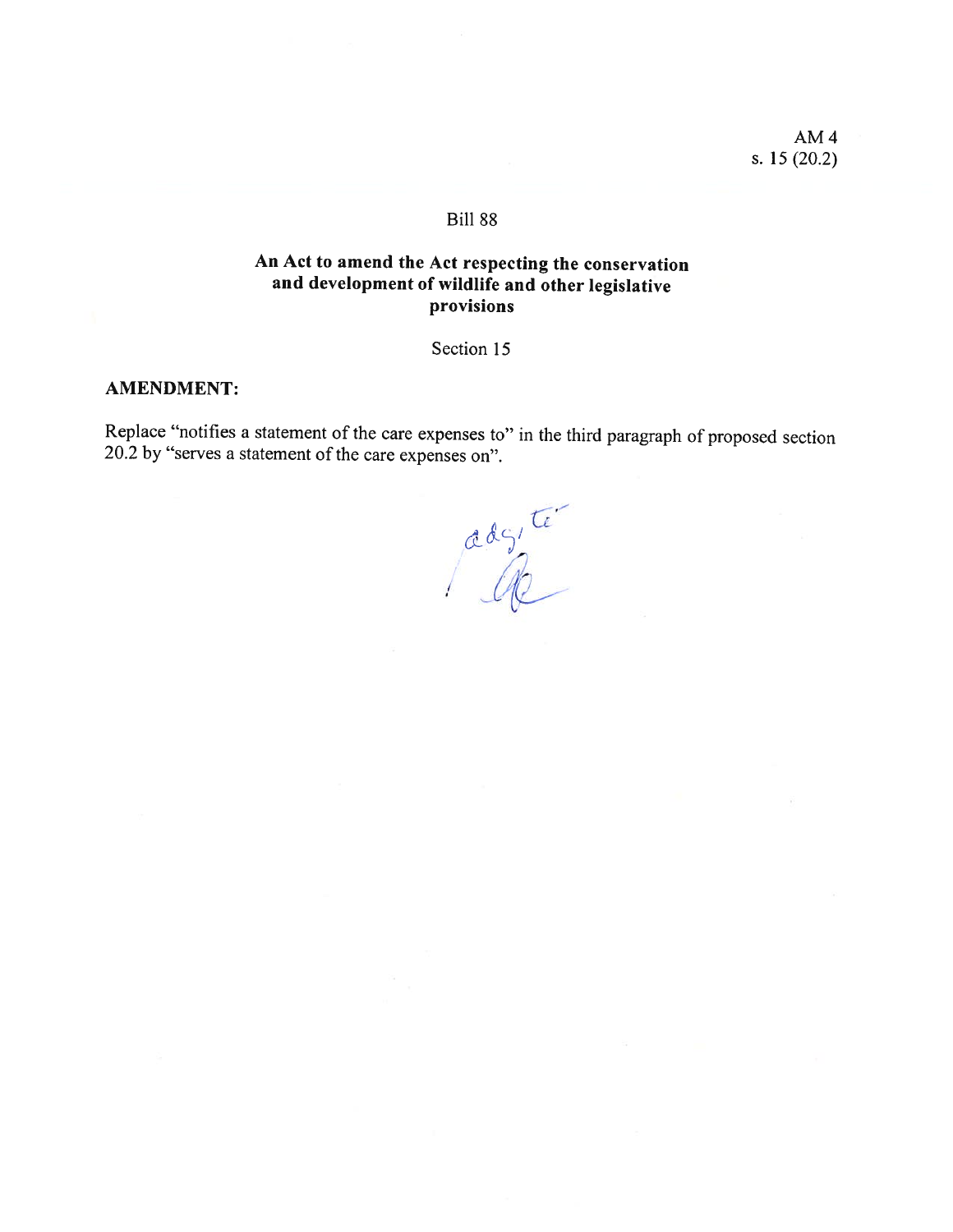AM 4
s. 15 (20.2)

Bill 88

**An Act to amend the Act respecting the conservation and development of wildlife and other legislative provisions**

Section 15

**AMENDMENT:**

Replace “notifies a statement of the care expenses to” in the third paragraph of proposed section 20.2 by “serves a statement of the care expenses on”.

adopté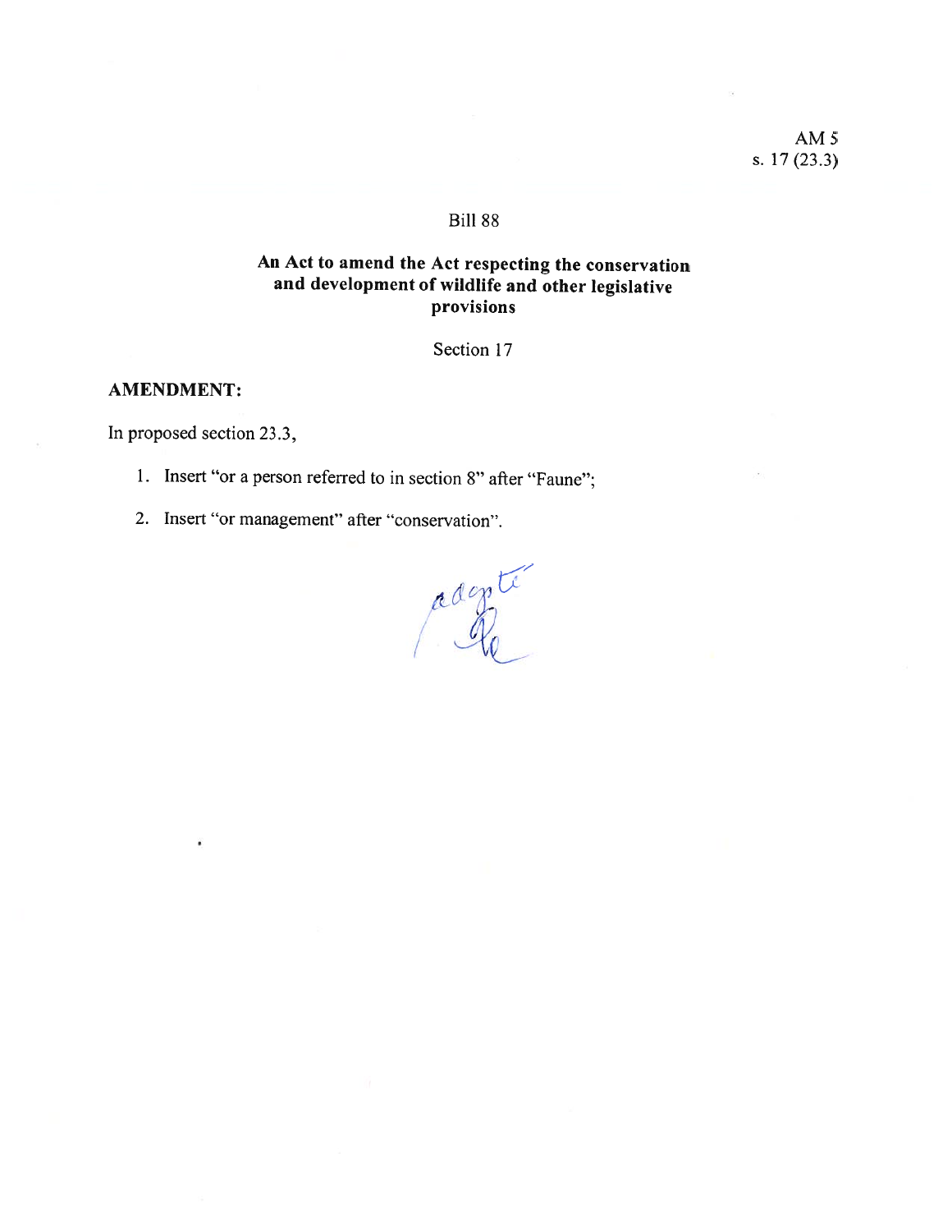AM 5
s. 17 (23.3)

Bill 88

## An Act to amend the Act respecting the conservation and development of wildlife and other legislative provisions

Section 17

**AMENDMENT:**

In proposed section 23.3,

1. Insert "or a person referred to in section 8" after "Faune";
2. Insert "or management" after "conservation".

adopté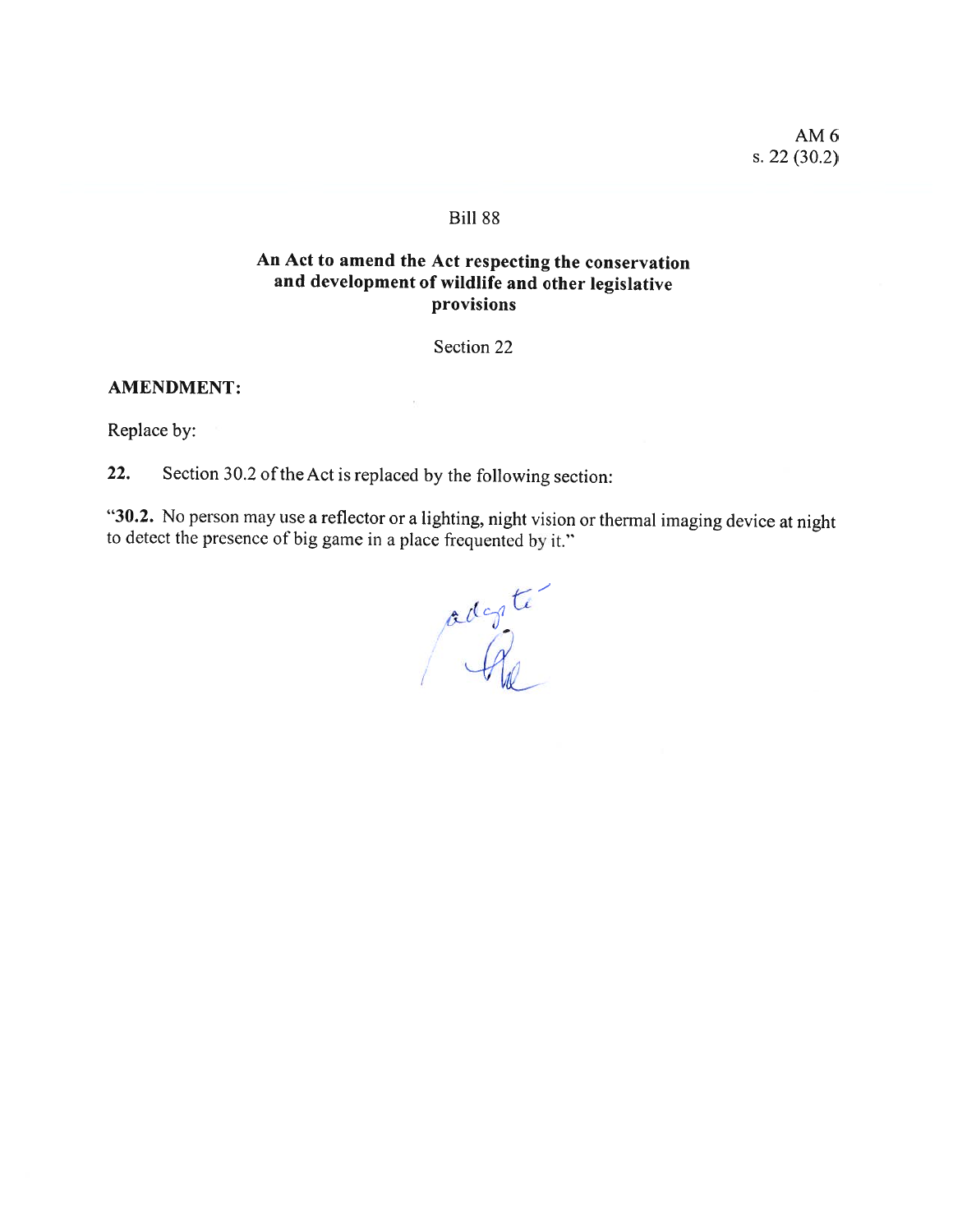AM 6
s. 22 (30.2)

Bill 88

**An Act to amend the Act respecting the conservation and development of wildlife and other legislative provisions**

Section 22

**AMENDMENT:**

Replace by:

**22.** Section 30.2 of the Act is replaced by the following section:

"**30.2.** No person may use a reflector or a lighting, night vision or thermal imaging device at night to detect the presence of big game in a place frequented by it."

adopté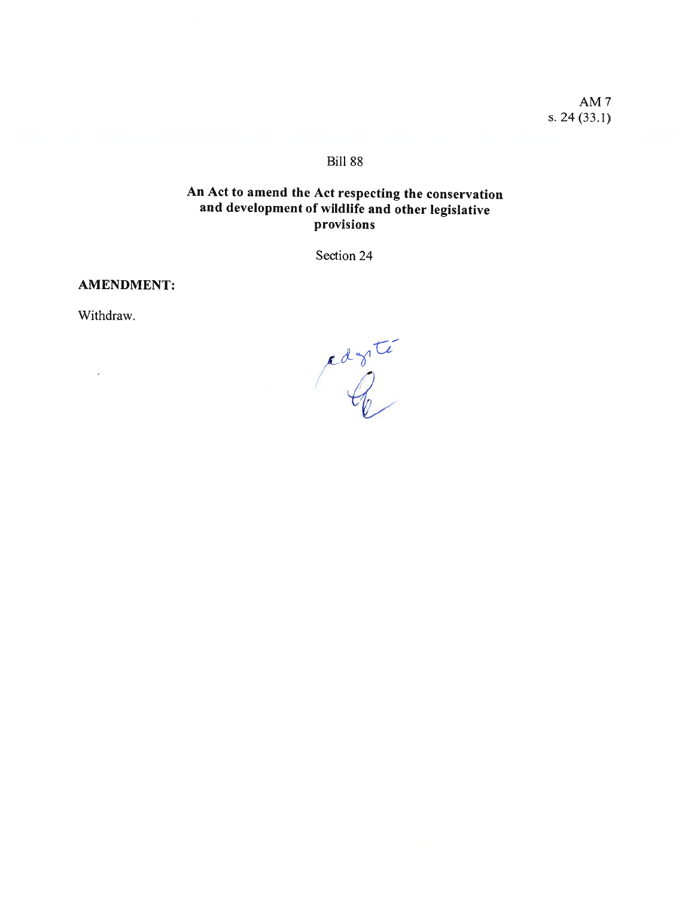AM 7
s. 24 (33.1)

Bill 88

**An Act to amend the Act respecting the conservation and development of wildlife and other legislative provisions**

Section 24

**AMENDMENT:**

Withdraw.

adopté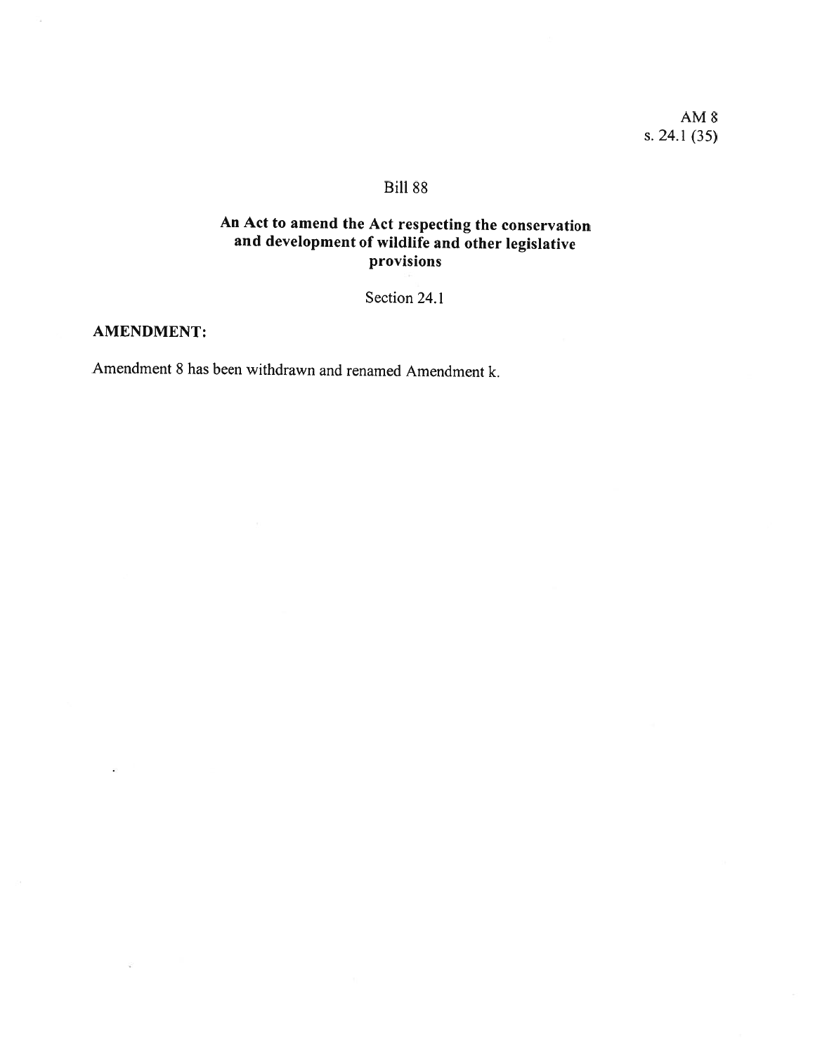AM 8
s. 24.1 (35)

Bill 88

**An Act to amend the Act respecting the conservation and development of wildlife and other legislative provisions**

Section 24.1

**AMENDMENT:**

Amendment 8 has been withdrawn and renamed Amendment k.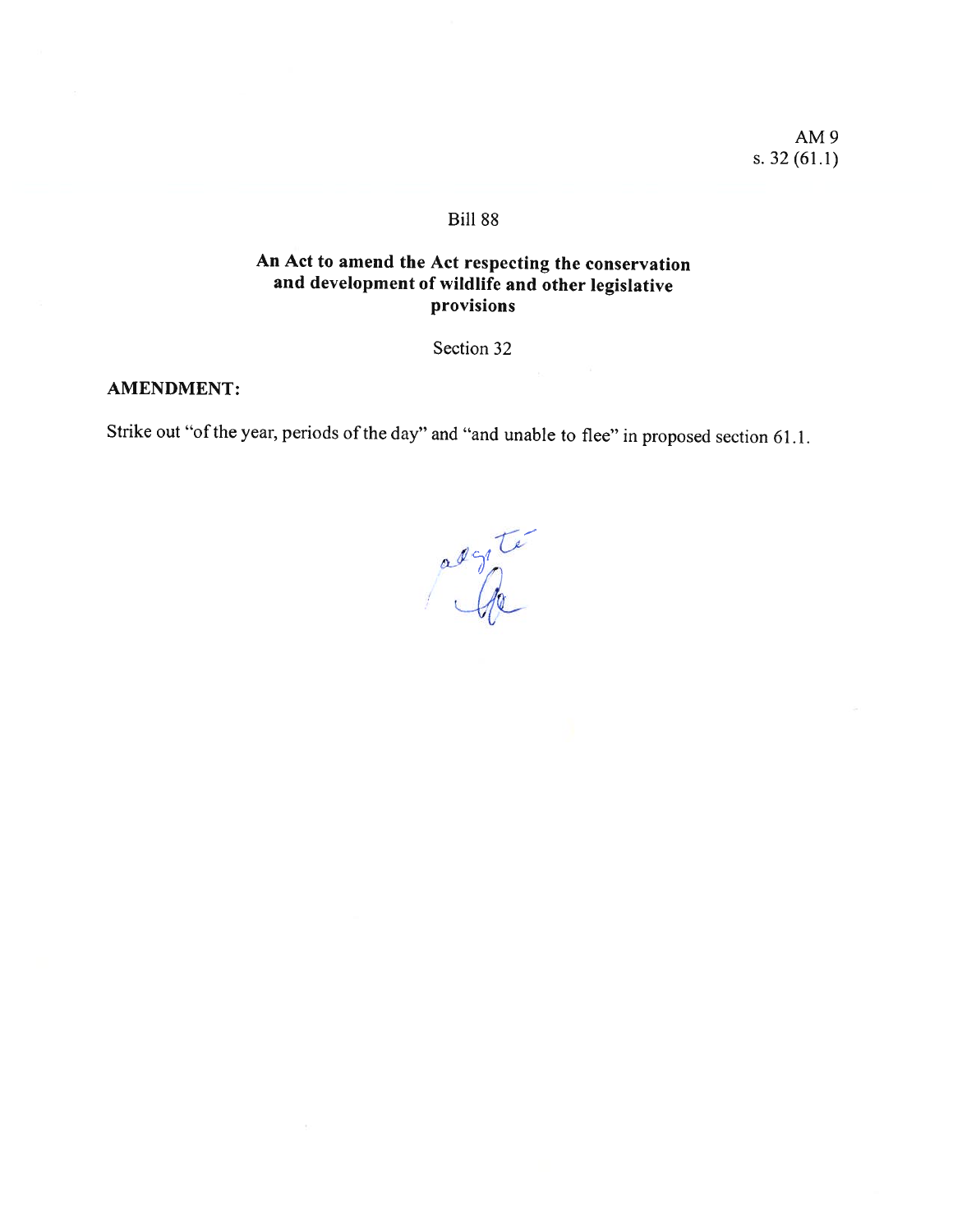AM 9
s. 32 (61.1)

Bill 88

## An Act to amend the Act respecting the conservation and development of wildlife and other legislative provisions

Section 32

**AMENDMENT:**

Strike out "of the year, periods of the day" and "and unable to flee" in proposed section 61.1.

adopté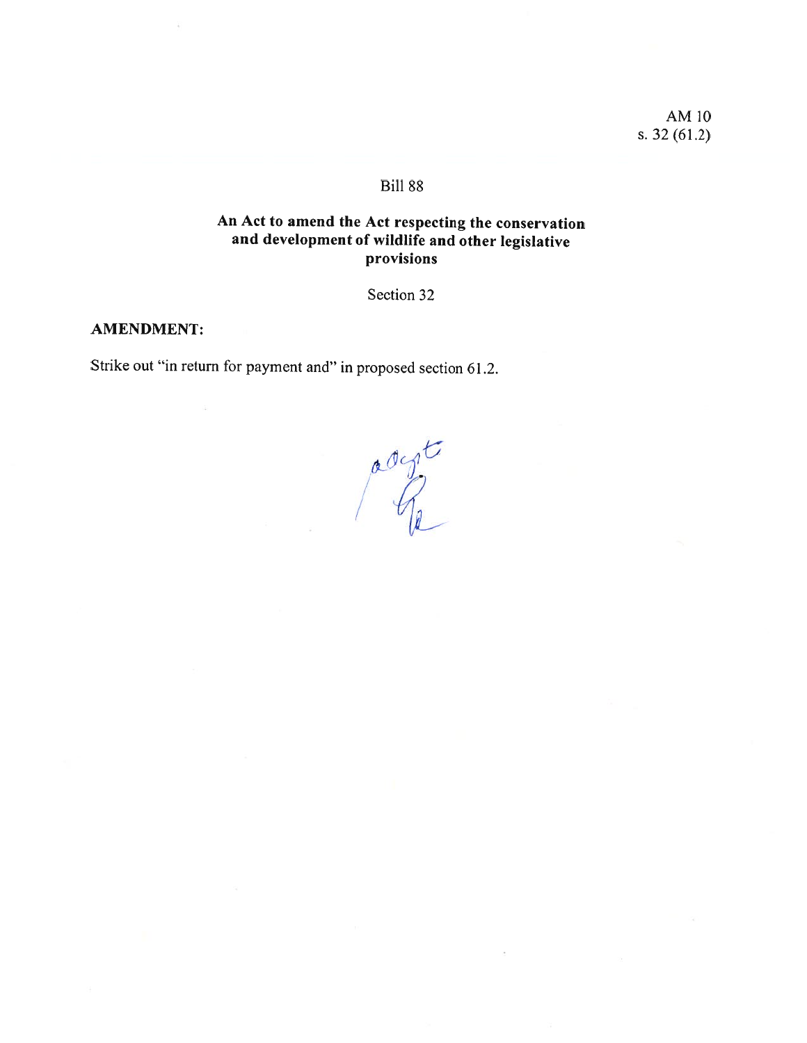AM 10
s. 32 (61.2)

Bill 88

**An Act to amend the Act respecting the conservation and development of wildlife and other legislative provisions**

Section 32

**AMENDMENT:**

Strike out "in return for payment and" in proposed section 61.2.

adopté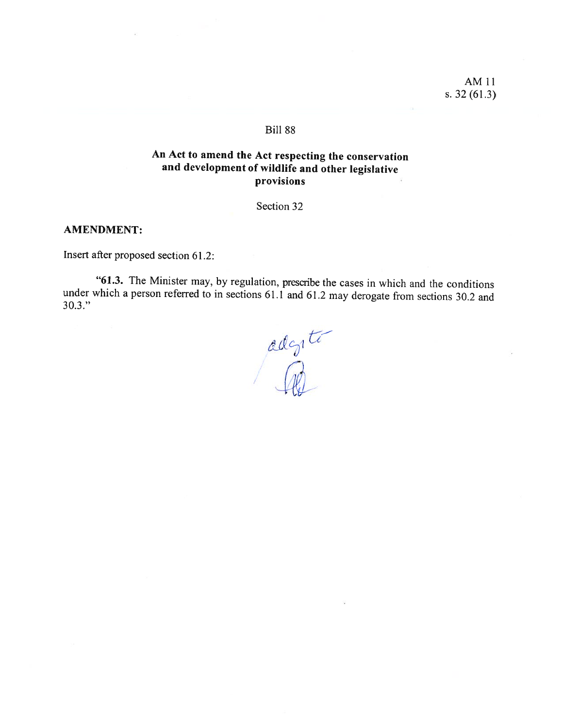AM 11
s. 32 (61.3)

Bill 88

**An Act to amend the Act respecting the conservation and development of wildlife and other legislative provisions**

Section 32

**AMENDMENT:**

Insert after proposed section 61.2:

"**61.3.** The Minister may, by regulation, prescribe the cases in which and the conditions under which a person referred to in sections 61.1 and 61.2 may derogate from sections 30.2 and 30.3."

adopté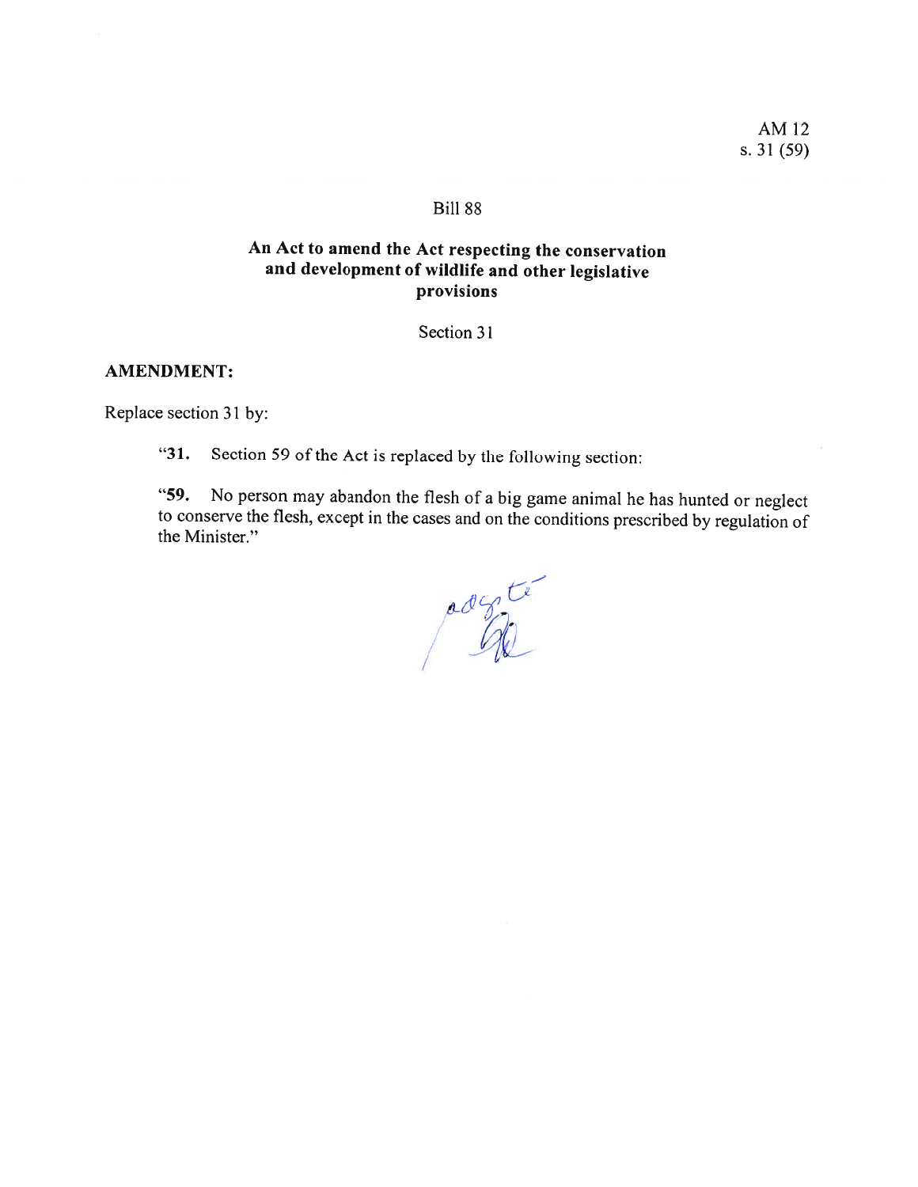AM 12
s. 31 (59)

Bill 88

**An Act to amend the Act respecting the conservation and development of wildlife and other legislative provisions**

Section 31

**AMENDMENT:**

Replace section 31 by:

"**31.** Section 59 of the Act is replaced by the following section:

"**59.** No person may abandon the flesh of a big game animal he has hunted or neglect to conserve the flesh, except in the cases and on the conditions prescribed by regulation of the Minister."

adopté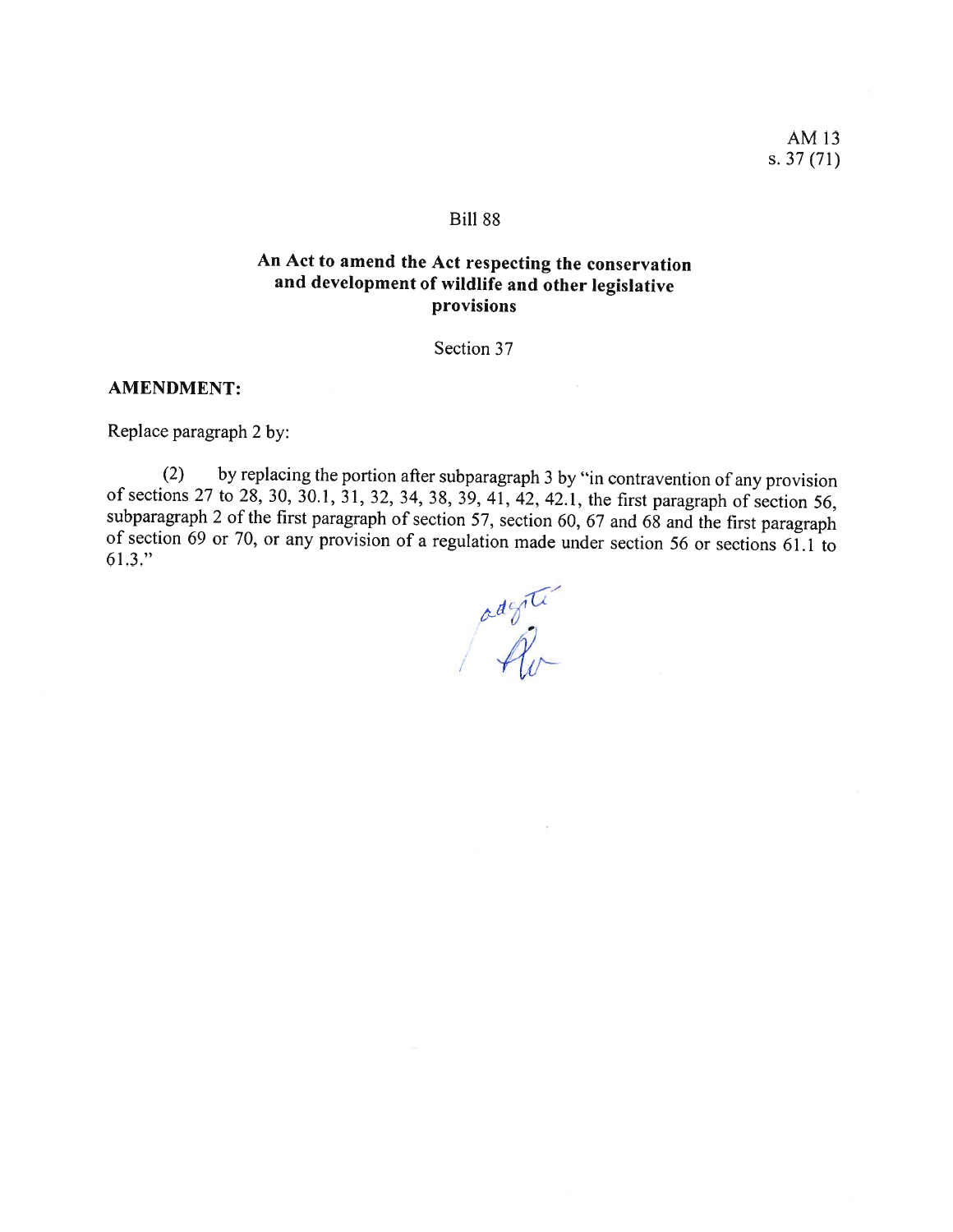AM 13
s. 37 (71)

Bill 88

## An Act to amend the Act respecting the conservation and development of wildlife and other legislative provisions

Section 37

**AMENDMENT:**

Replace paragraph 2 by:

(2) by replacing the portion after subparagraph 3 by "in contravention of any provision of sections 27 to 28, 30, 30.1, 31, 32, 34, 38, 39, 41, 42, 42.1, the first paragraph of section 56, subparagraph 2 of the first paragraph of section 57, section 60, 67 and 68 and the first paragraph of section 69 or 70, or any provision of a regulation made under section 56 or sections 61.1 to 61.3."

adopté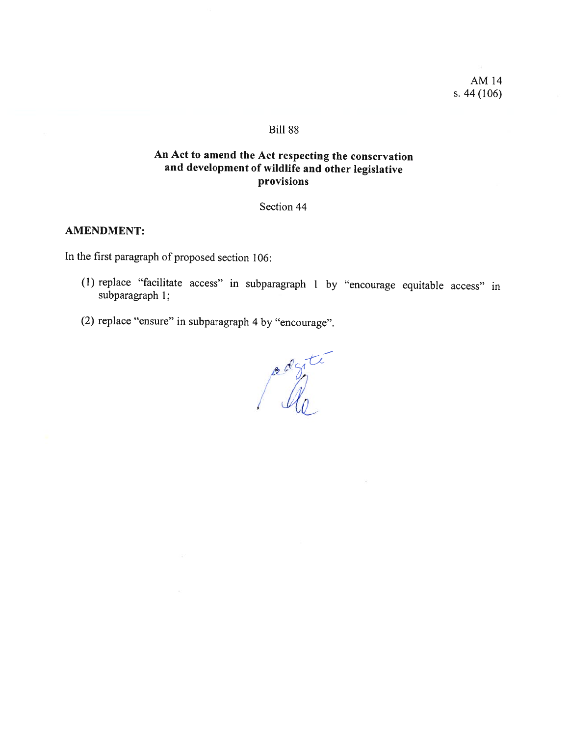AM 14
s. 44 (106)

Bill 88

## An Act to amend the Act respecting the conservation and development of wildlife and other legislative provisions

Section 44

**AMENDMENT:**

In the first paragraph of proposed section 106:

(1) replace "facilitate access" in subparagraph 1 by "encourage equitable access" in subparagraph 1;

(2) replace "ensure" in subparagraph 4 by "encourage".

adopté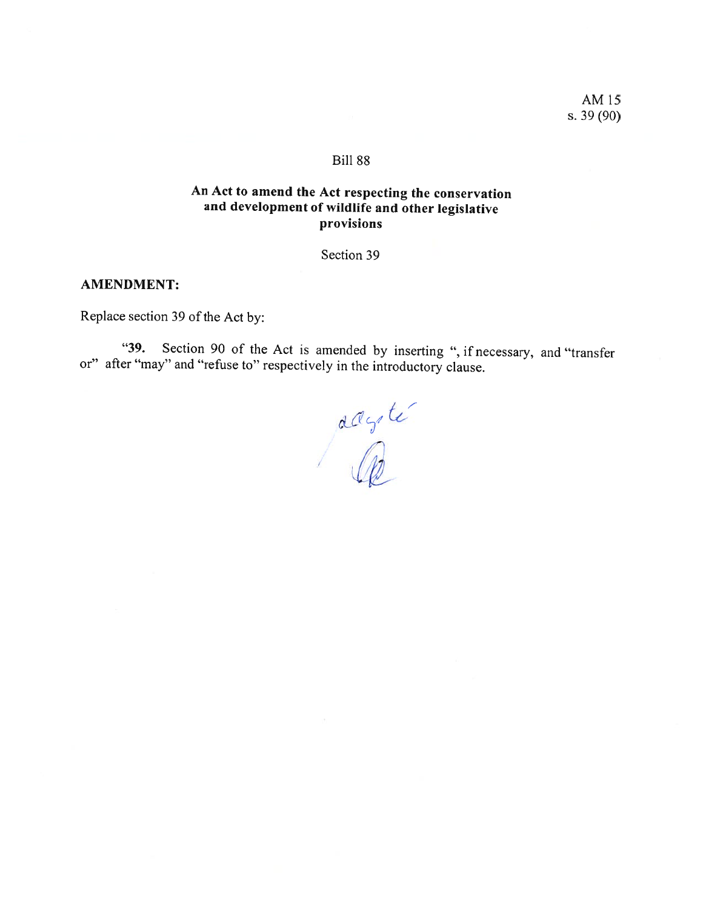AM 15
s. 39 (90)

Bill 88

## An Act to amend the Act respecting the conservation and development of wildlife and other legislative provisions

Section 39

**AMENDMENT:**

Replace section 39 of the Act by:

"**39.** Section 90 of the Act is amended by inserting ", if necessary, and "transfer or" after "may" and "refuse to" respectively in the introductory clause.

adopté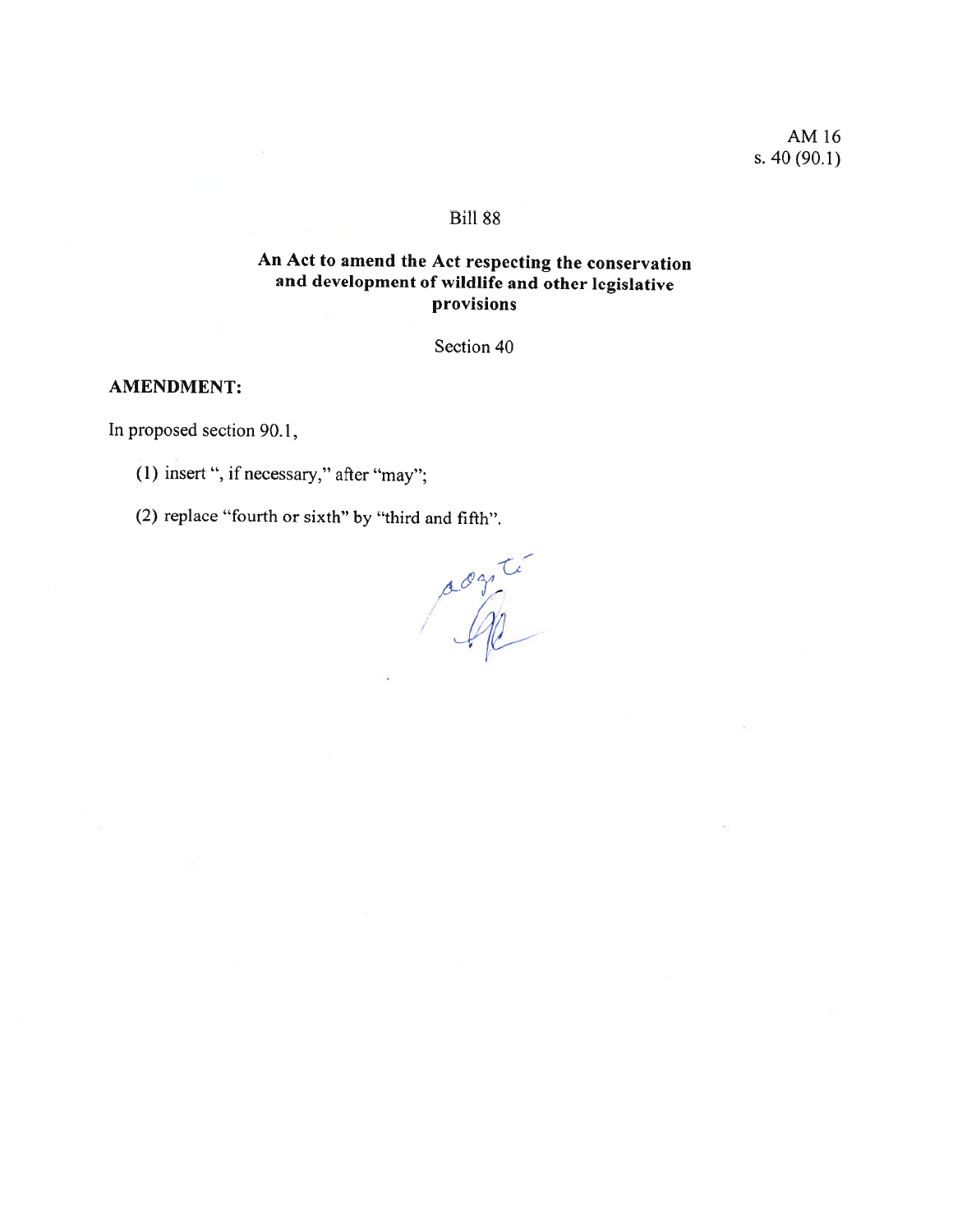AM 16
s. 40 (90.1)

Bill 88

**An Act to amend the Act respecting the conservation and development of wildlife and other legislative provisions**

Section 40

**AMENDMENT:**

In proposed section 90.1,

(1) insert ", if necessary," after "may";

(2) replace "fourth or sixth" by "third and fifth".

adopté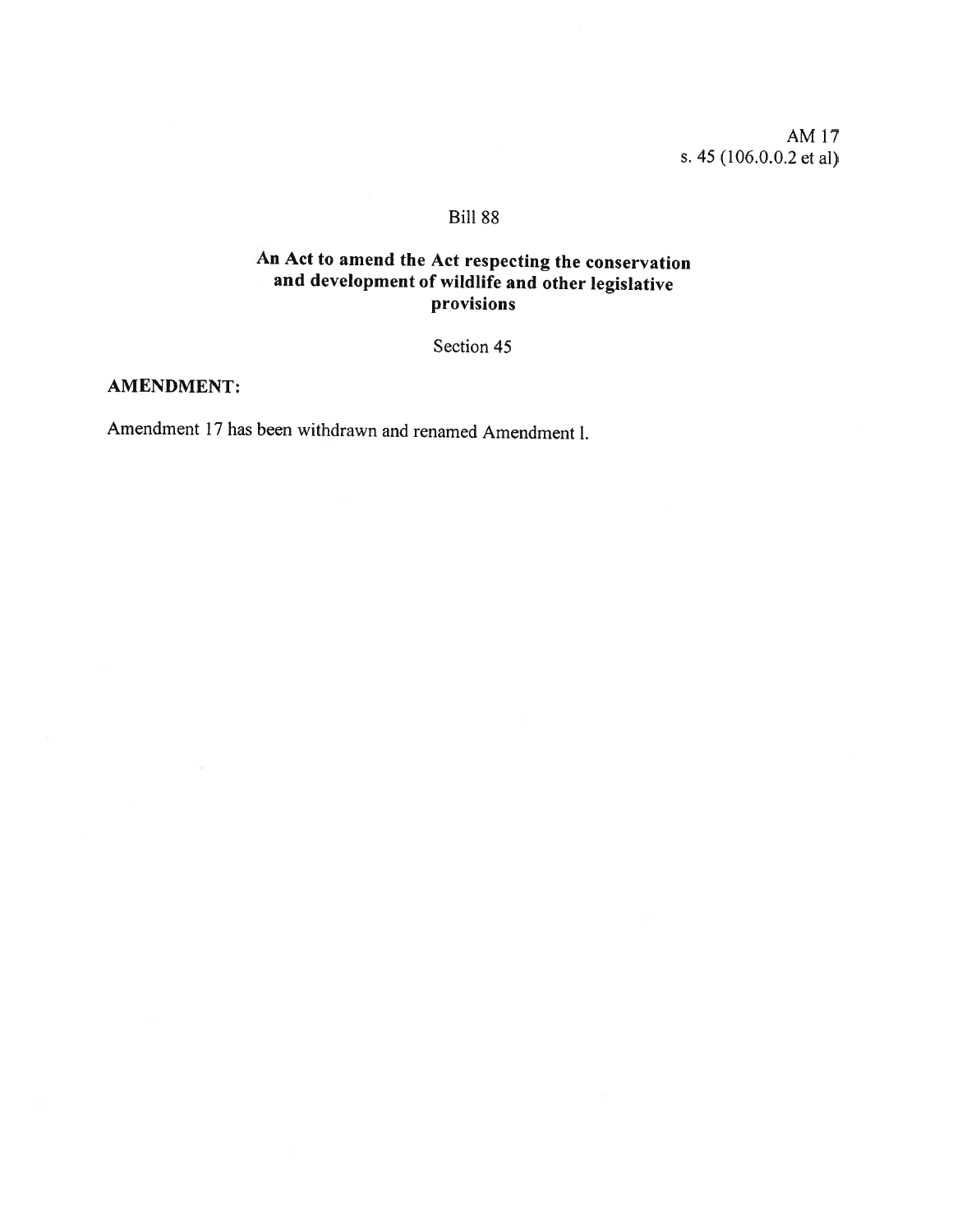AM 17
s. 45 (106.0.0.2 et al)

Bill 88

**An Act to amend the Act respecting the conservation and development of wildlife and other legislative provisions**

Section 45

**AMENDMENT:**

Amendment 17 has been withdrawn and renamed Amendment l.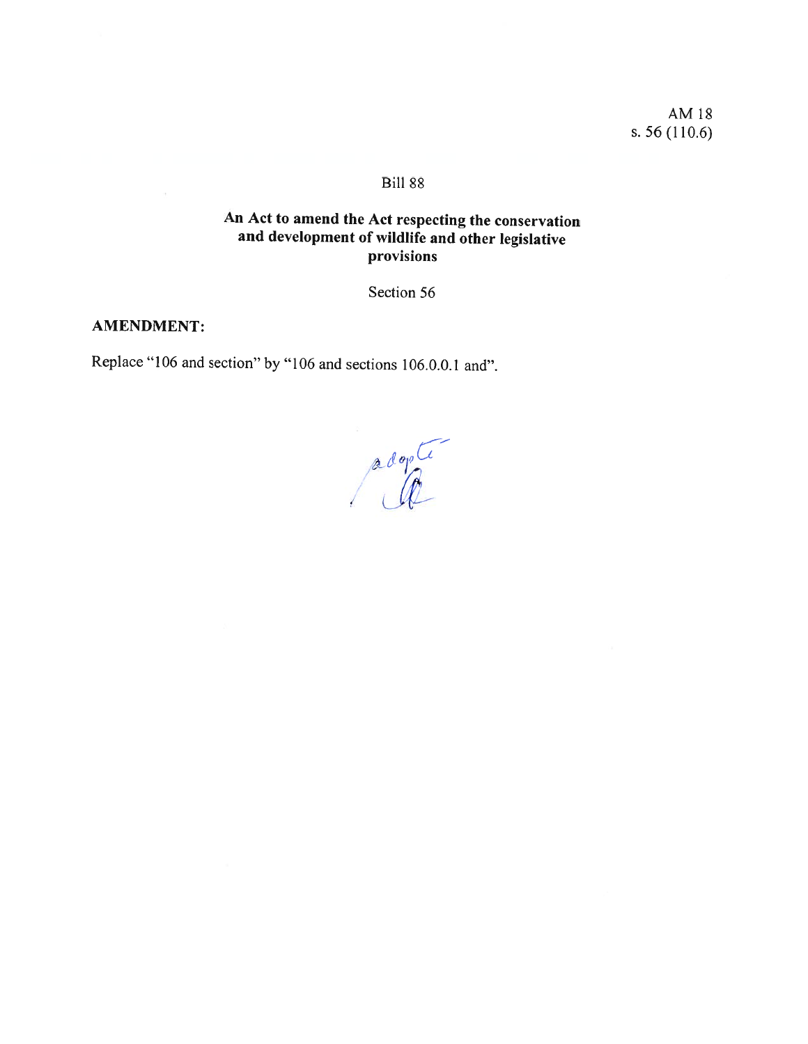AM 18
s. 56 (110.6)

Bill 88

**An Act to amend the Act respecting the conservation and development of wildlife and other legislative provisions**

Section 56

**AMENDMENT:**

Replace "106 and section" by "106 and sections 106.0.0.1 and".

adopté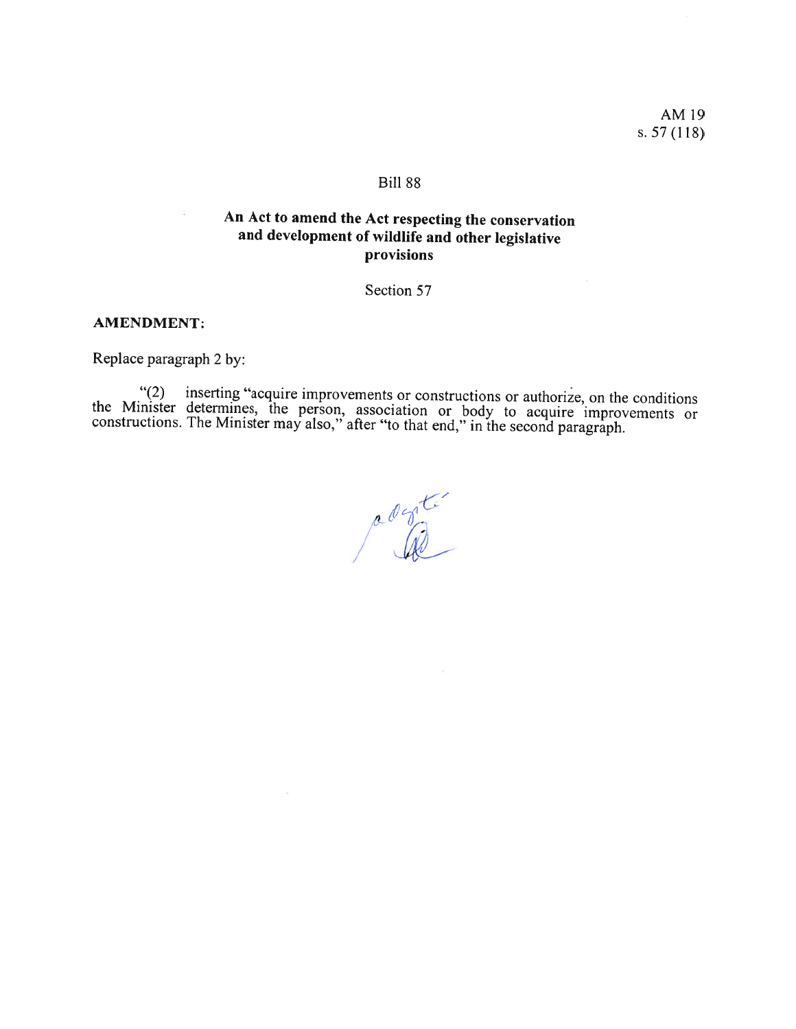AM 19
s. 57 (118)

Bill 88

## An Act to amend the Act respecting the conservation and development of wildlife and other legislative provisions

Section 57

**AMENDMENT:**

Replace paragraph 2 by:

"(2) inserting "acquire improvements or constructions or authorize, on the conditions the Minister determines, the person, association or body to acquire improvements or constructions. The Minister may also," after "to that end," in the second paragraph.

adopté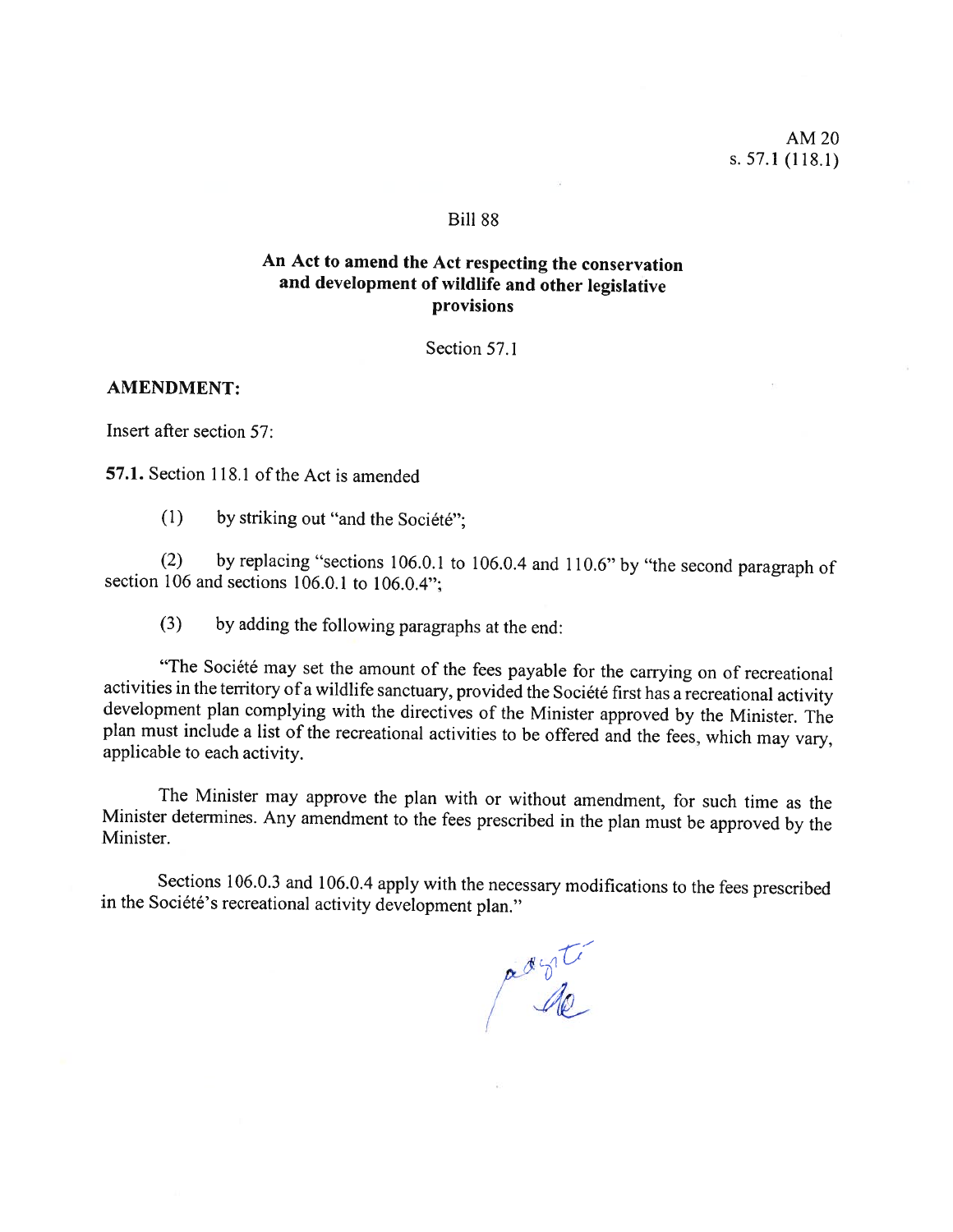AM 20
s. 57.1 (118.1)

Bill 88

**An Act to amend the Act respecting the conservation and development of wildlife and other legislative provisions**

Section 57.1

**AMENDMENT:**

Insert after section 57:

**57.1.** Section 118.1 of the Act is amended

(1) by striking out "and the Société";

(2) by replacing "sections 106.0.1 to 106.0.4 and 110.6" by "the second paragraph of section 106 and sections 106.0.1 to 106.0.4";

(3) by adding the following paragraphs at the end:

"The Société may set the amount of the fees payable for the carrying on of recreational activities in the territory of a wildlife sanctuary, provided the Société first has a recreational activity development plan complying with the directives of the Minister approved by the Minister. The plan must include a list of the recreational activities to be offered and the fees, which may vary, applicable to each activity.

The Minister may approve the plan with or without amendment, for such time as the Minister determines. Any amendment to the fees prescribed in the plan must be approved by the Minister.

Sections 106.0.3 and 106.0.4 apply with the necessary modifications to the fees prescribed in the Société's recreational activity development plan."

adopté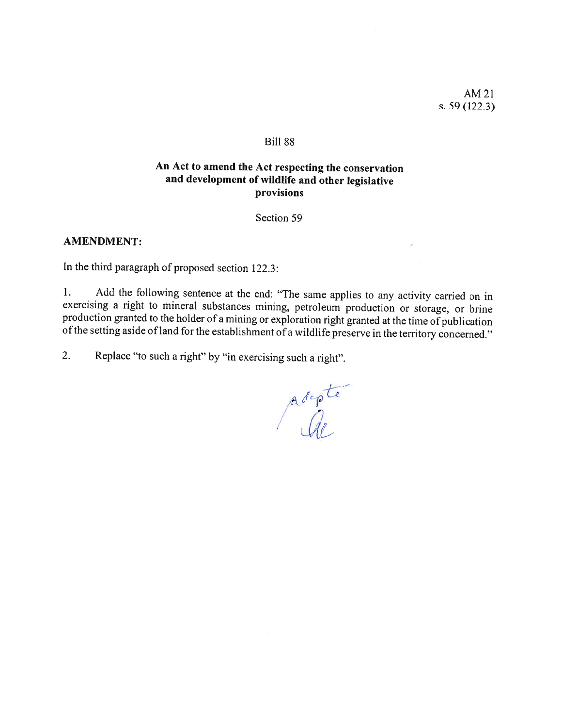AM 21
s. 59 (122.3)

Bill 88

**An Act to amend the Act respecting the conservation and development of wildlife and other legislative provisions**

Section 59

**AMENDMENT:**

In the third paragraph of proposed section 122.3:

1. Add the following sentence at the end: "The same applies to any activity carried on in exercising a right to mineral substances mining, petroleum production or storage, or brine production granted to the holder of a mining or exploration right granted at the time of publication of the setting aside of land for the establishment of a wildlife preserve in the territory concerned."

2. Replace "to such a right" by "in exercising such a right".

Adopté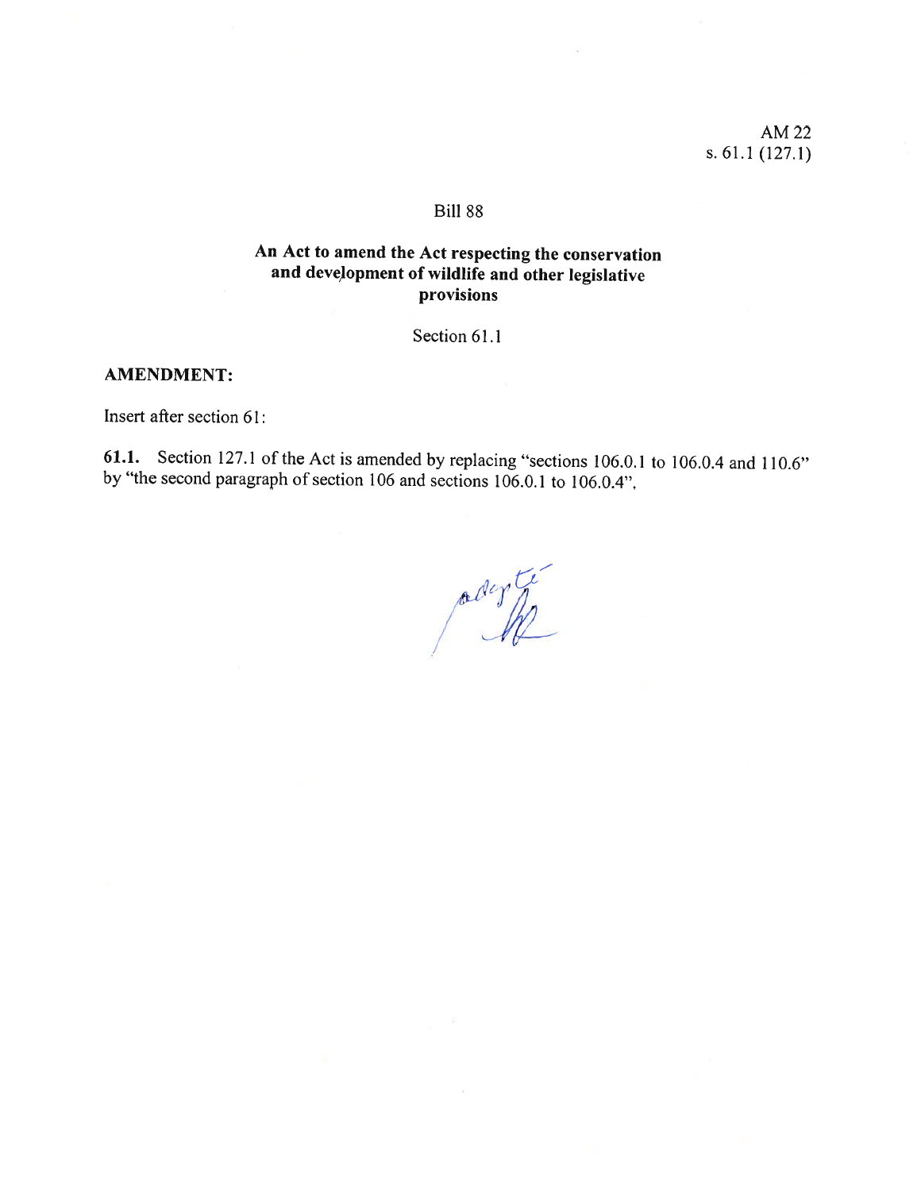AM 22
s. 61.1 (127.1)

Bill 88

**An Act to amend the Act respecting the conservation and development of wildlife and other legislative provisions**

Section 61.1

**AMENDMENT:**

Insert after section 61:

**61.1.** Section 127.1 of the Act is amended by replacing "sections 106.0.1 to 106.0.4 and 110.6" by "the second paragraph of section 106 and sections 106.0.1 to 106.0.4".

adopté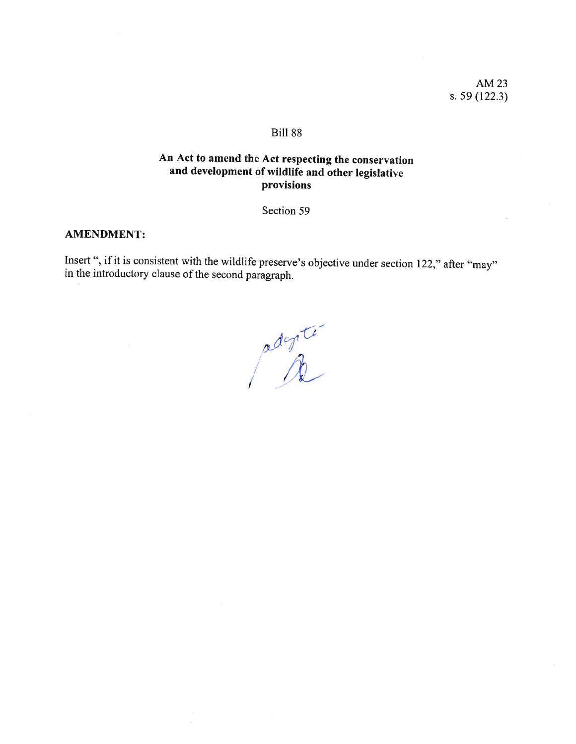AM 23
s. 59 (122.3)

Bill 88

**An Act to amend the Act respecting the conservation and development of wildlife and other legislative provisions**

Section 59

**AMENDMENT:**

Insert ", if it is consistent with the wildlife preserve's objective under section 122," after "may" in the introductory clause of the second paragraph.

adopté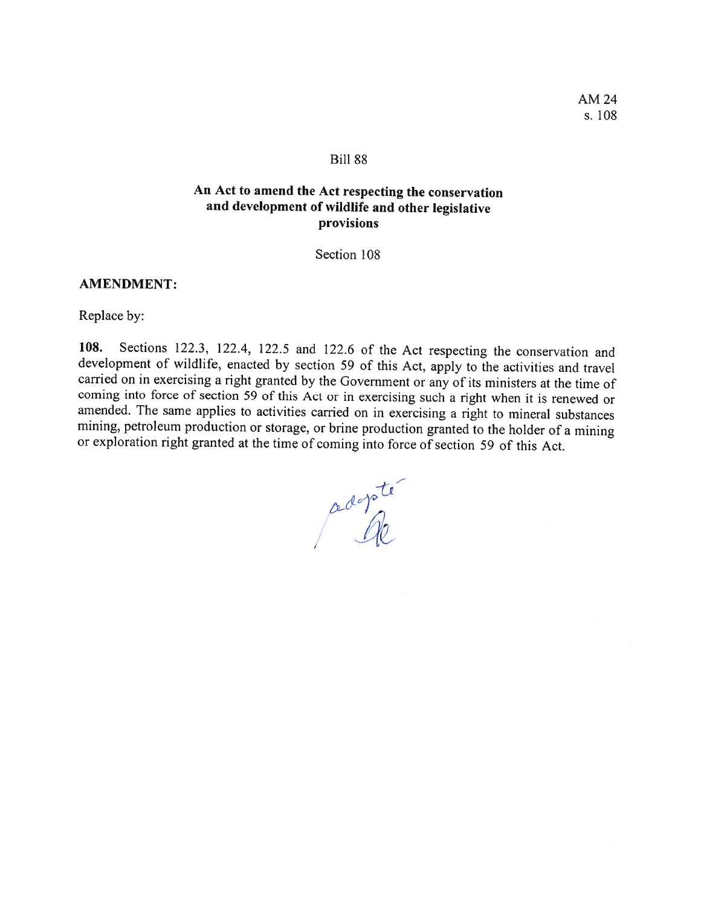AM 24
s. 108

Bill 88

**An Act to amend the Act respecting the conservation and development of wildlife and other legislative provisions**

Section 108

**AMENDMENT:**

Replace by:

**108.** Sections 122.3, 122.4, 122.5 and 122.6 of the Act respecting the conservation and development of wildlife, enacted by section 59 of this Act, apply to the activities and travel carried on in exercising a right granted by the Government or any of its ministers at the time of coming into force of section 59 of this Act or in exercising such a right when it is renewed or amended. The same applies to activities carried on in exercising a right to mineral substances mining, petroleum production or storage, or brine production granted to the holder of a mining or exploration right granted at the time of coming into force of section 59 of this Act.

adopté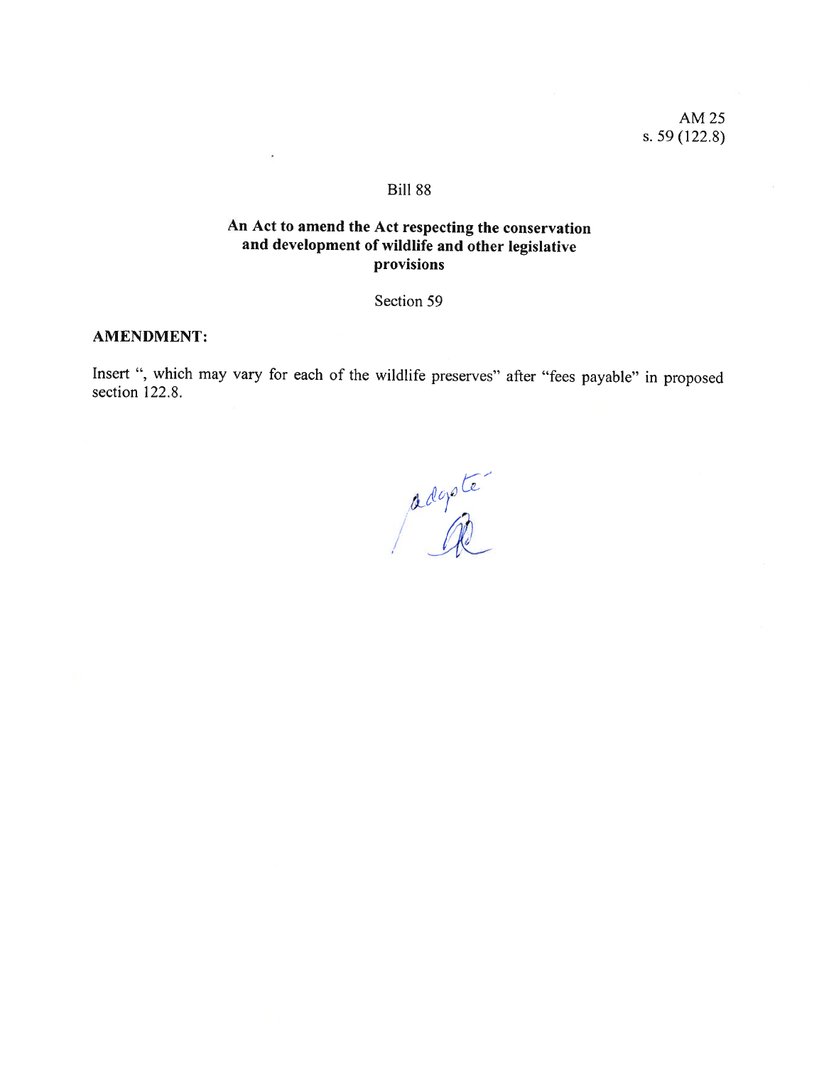AM 25
s. 59 (122.8)

Bill 88

**An Act to amend the Act respecting the conservation and development of wildlife and other legislative provisions**

Section 59

**AMENDMENT:**

Insert ", which may vary for each of the wildlife preserves" after "fees payable" in proposed section 122.8.

adopté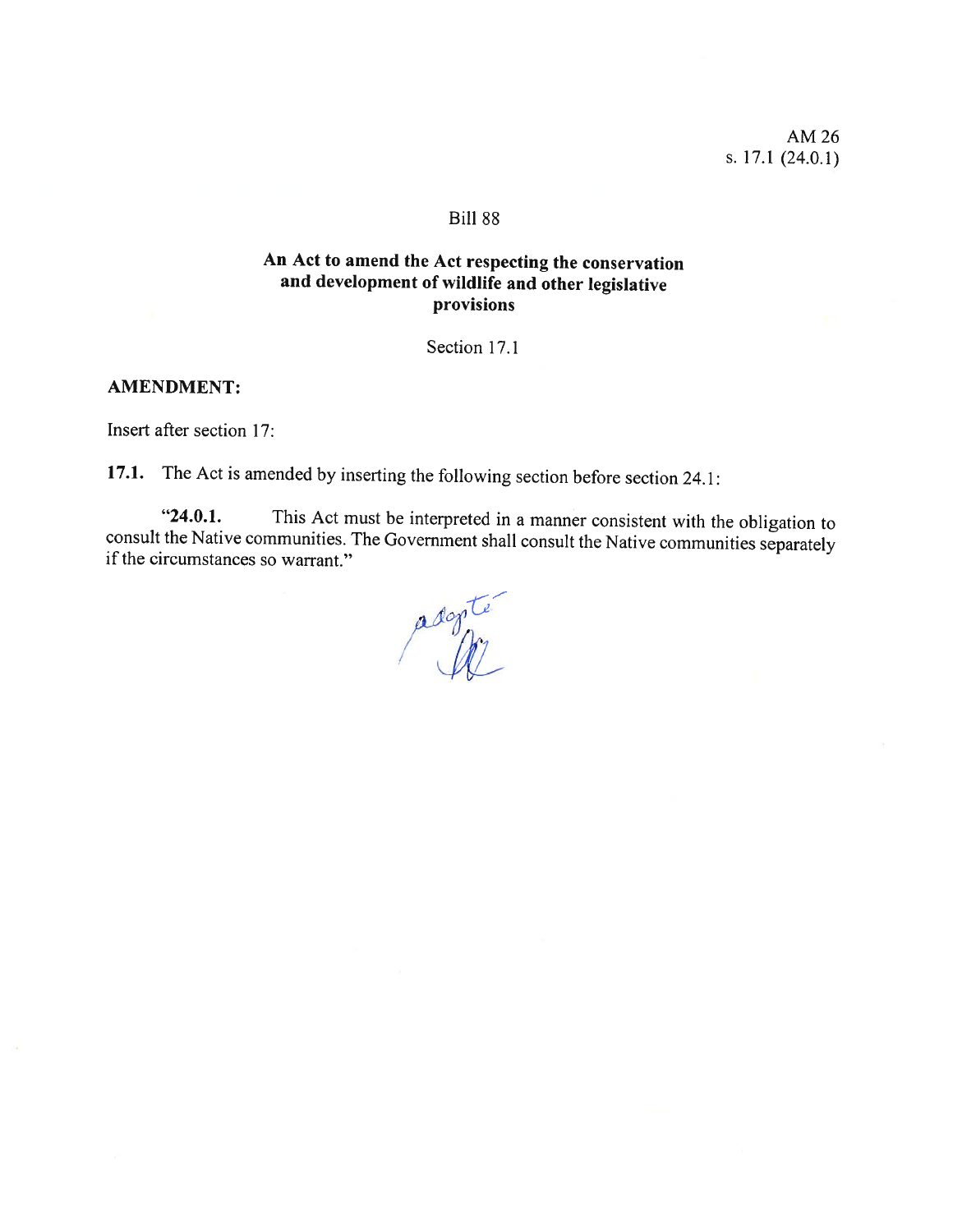AM 26
s. 17.1 (24.0.1)

Bill 88

**An Act to amend the Act respecting the conservation and development of wildlife and other legislative provisions**

Section 17.1

**AMENDMENT:**

Insert after section 17:

**17.1.** The Act is amended by inserting the following section before section 24.1:

"**24.0.1.** This Act must be interpreted in a manner consistent with the obligation to consult the Native communities. The Government shall consult the Native communities separately if the circumstances so warrant."

adopté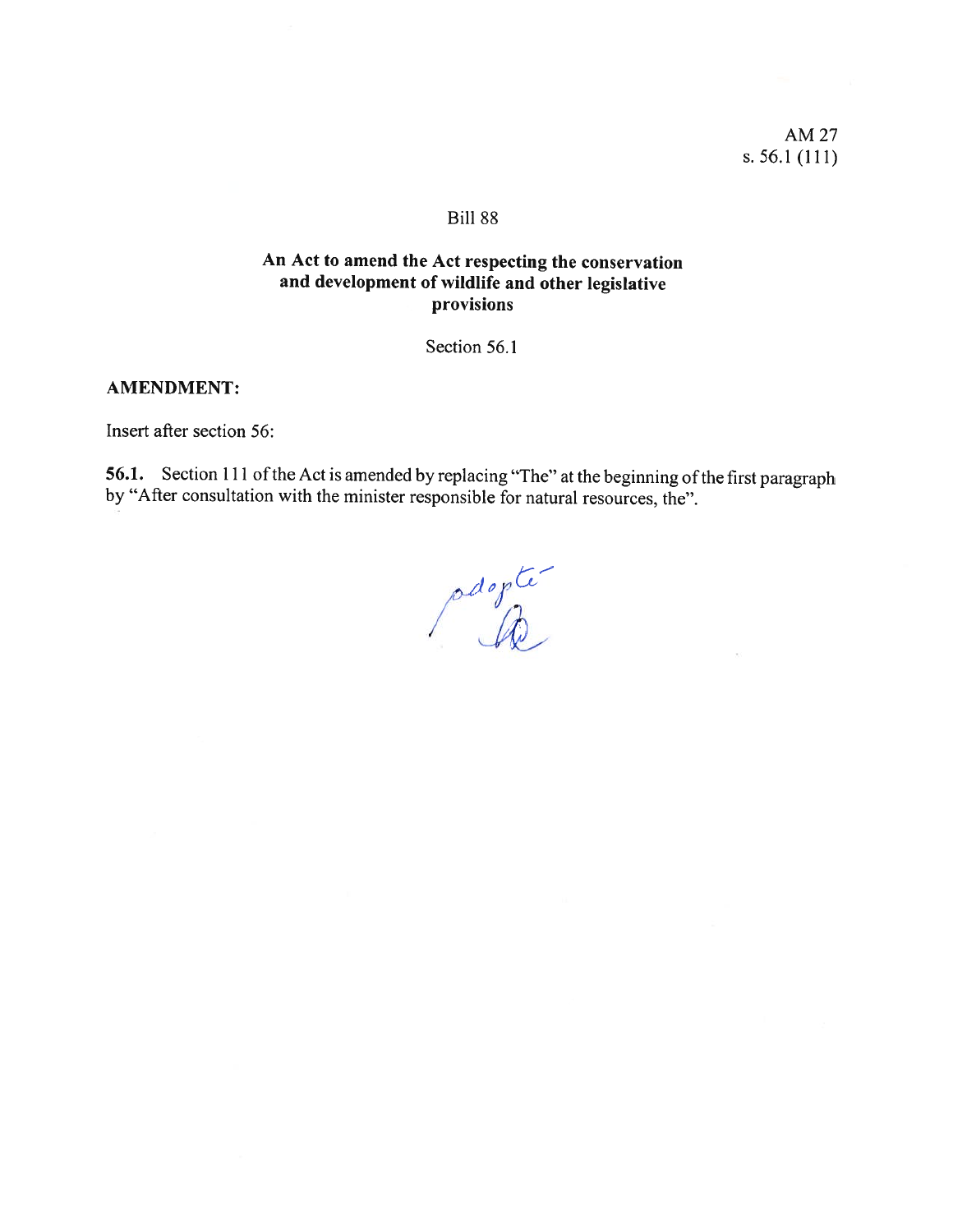AM 27
s. 56.1 (111)

Bill 88

**An Act to amend the Act respecting the conservation and development of wildlife and other legislative provisions**

Section 56.1

**AMENDMENT:**

Insert after section 56:

**56.1.** Section 111 of the Act is amended by replacing "The" at the beginning of the first paragraph by "After consultation with the minister responsible for natural resources, the".

adopté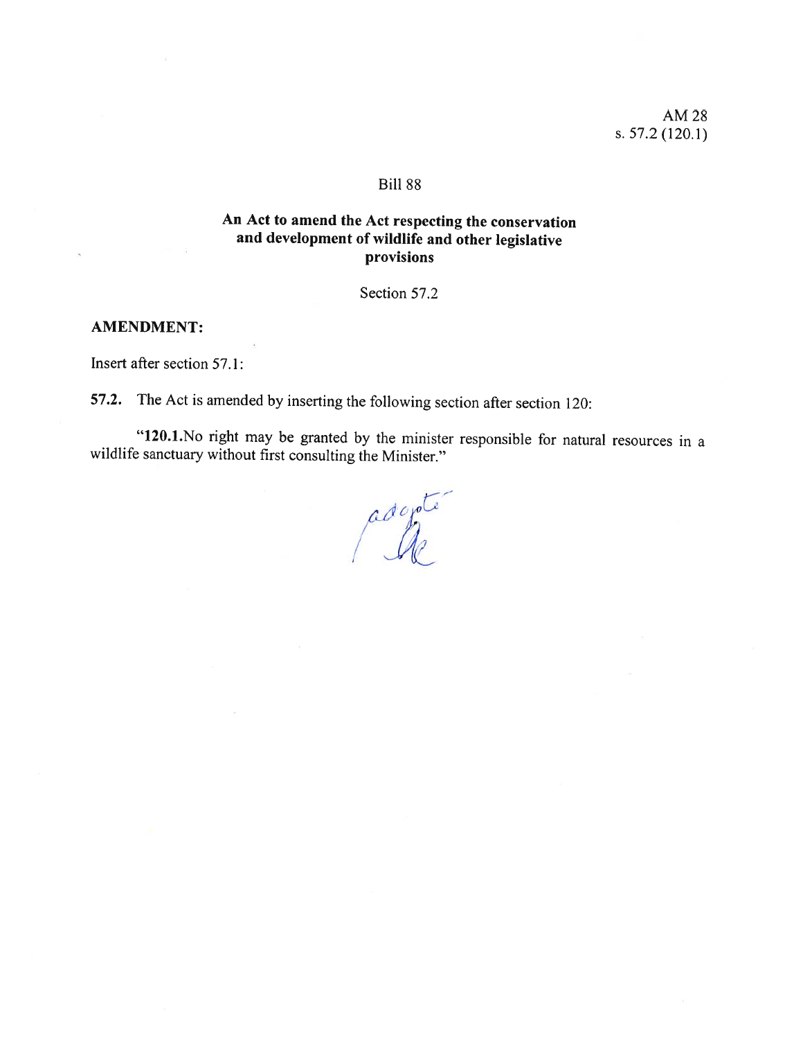AM 28
s. 57.2 (120.1)

Bill 88

**An Act to amend the Act respecting the conservation and development of wildlife and other legislative provisions**

Section 57.2

**AMENDMENT:**

Insert after section 57.1:

**57.2.** The Act is amended by inserting the following section after section 120:

"**120.1.**No right may be granted by the minister responsible for natural resources in a wildlife sanctuary without first consulting the Minister."

adopté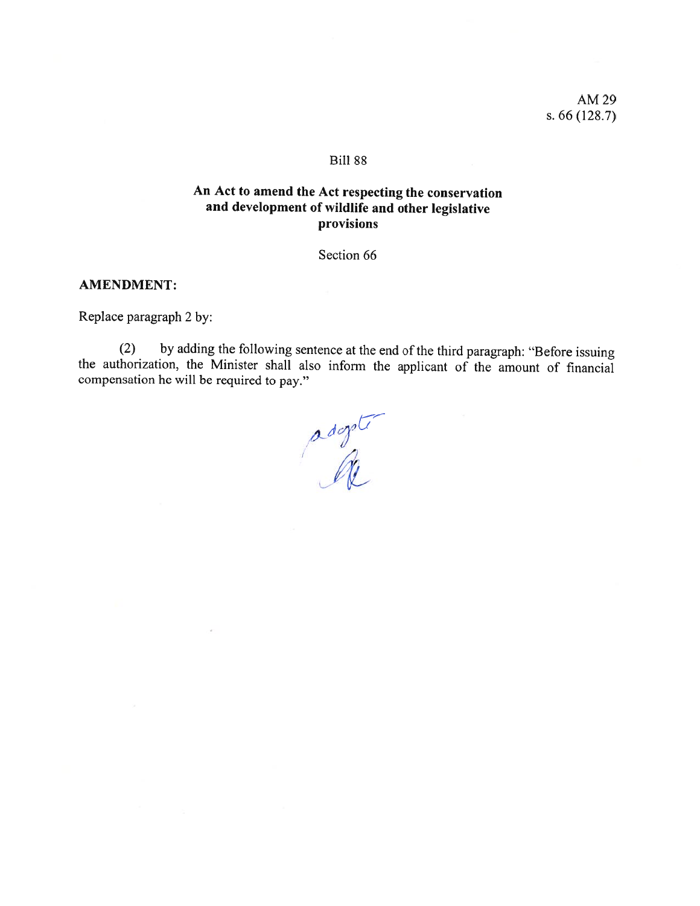AM 29
s. 66 (128.7)

Bill 88

**An Act to amend the Act respecting the conservation and development of wildlife and other legislative provisions**

Section 66

**AMENDMENT:**

Replace paragraph 2 by:

(2) by adding the following sentence at the end of the third paragraph: "Before issuing the authorization, the Minister shall also inform the applicant of the amount of financial compensation he will be required to pay."

adopté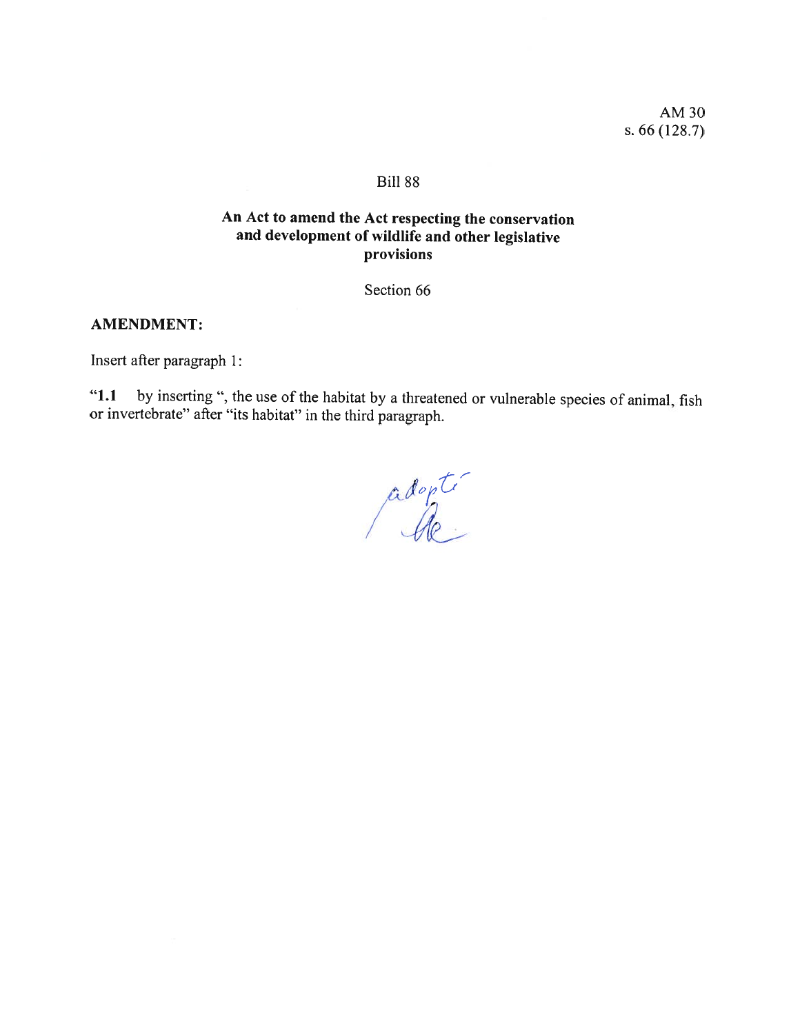AM 30
s. 66 (128.7)

Bill 88

**An Act to amend the Act respecting the conservation and development of wildlife and other legislative provisions**

Section 66

**AMENDMENT:**

Insert after paragraph 1:

"**1.1** by inserting ", the use of the habitat by a threatened or vulnerable species of animal, fish or invertebrate" after "its habitat" in the third paragraph.

adopté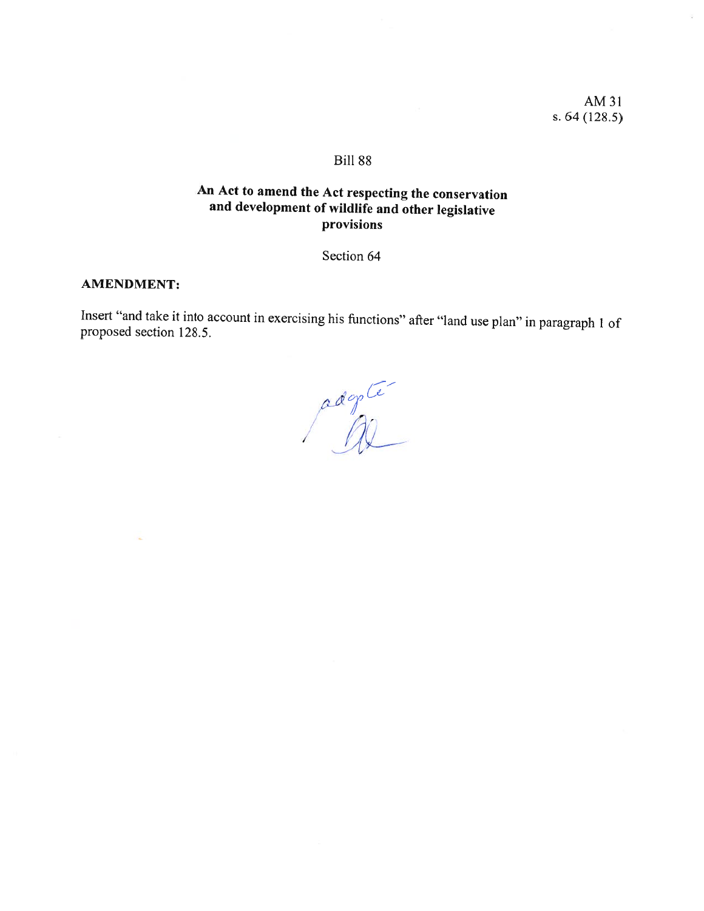AM 31
s. 64 (128.5)

Bill 88

**An Act to amend the Act respecting the conservation and development of wildlife and other legislative provisions**

Section 64

**AMENDMENT:**

Insert "and take it into account in exercising his functions" after "land use plan" in paragraph 1 of proposed section 128.5.

adopté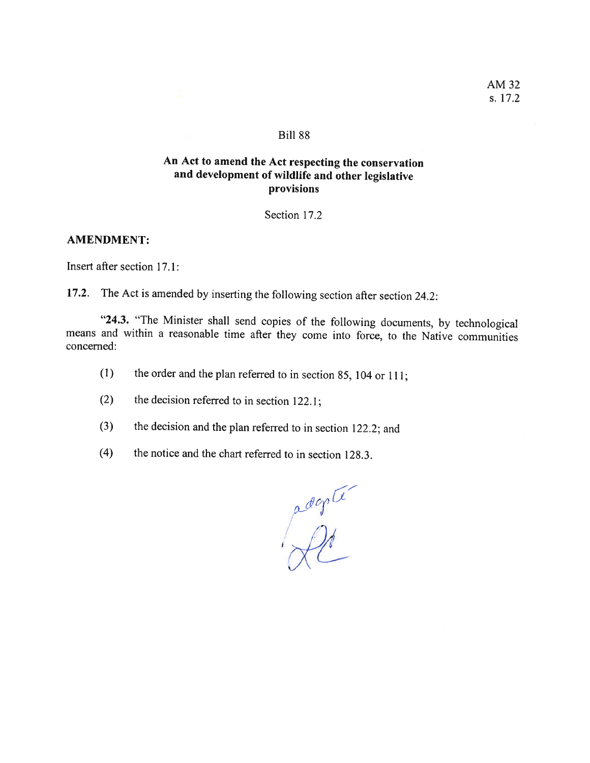AM 32
s. 17.2

Bill 88

**An Act to amend the Act respecting the conservation and development of wildlife and other legislative provisions**

Section 17.2

**AMENDMENT:**

Insert after section 17.1:

**17.2.** The Act is amended by inserting the following section after section 24.2:

"**24.3.** "The Minister shall send copies of the following documents, by technological means and within a reasonable time after they come into force, to the Native communities concerned:

(1) the order and the plan referred to in section 85, 104 or 111;

(2) the decision referred to in section 122.1;

(3) the decision and the plan referred to in section 122.2; and

(4) the notice and the chart referred to in section 128.3.

adopté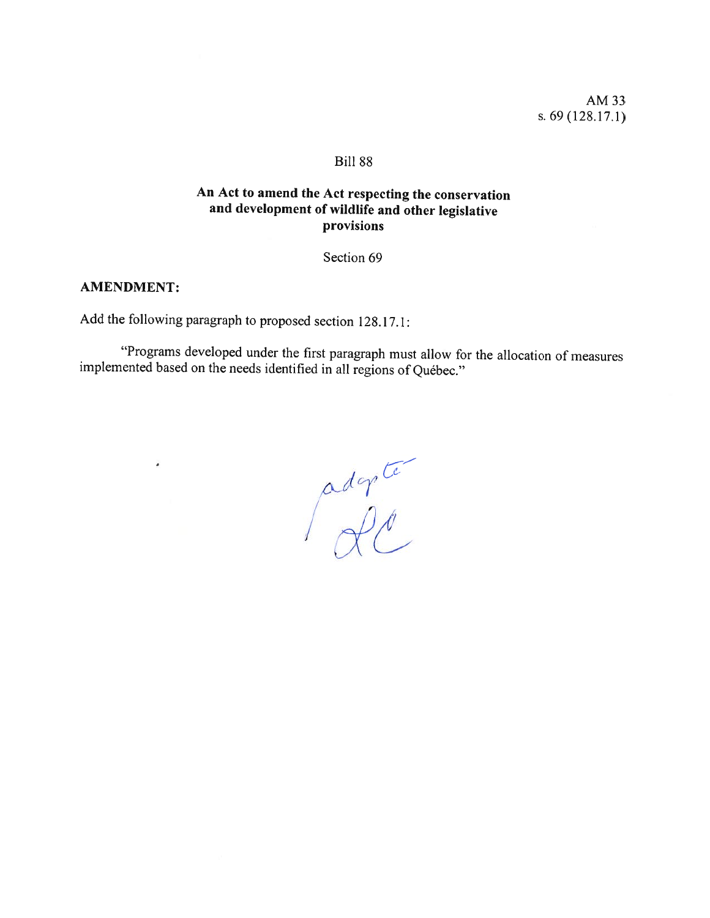AM 33
s. 69 (128.17.1)

Bill 88

**An Act to amend the Act respecting the conservation and development of wildlife and other legislative provisions**

Section 69

**AMENDMENT:**

Add the following paragraph to proposed section 128.17.1:

"Programs developed under the first paragraph must allow for the allocation of measures implemented based on the needs identified in all regions of Québec."

adopté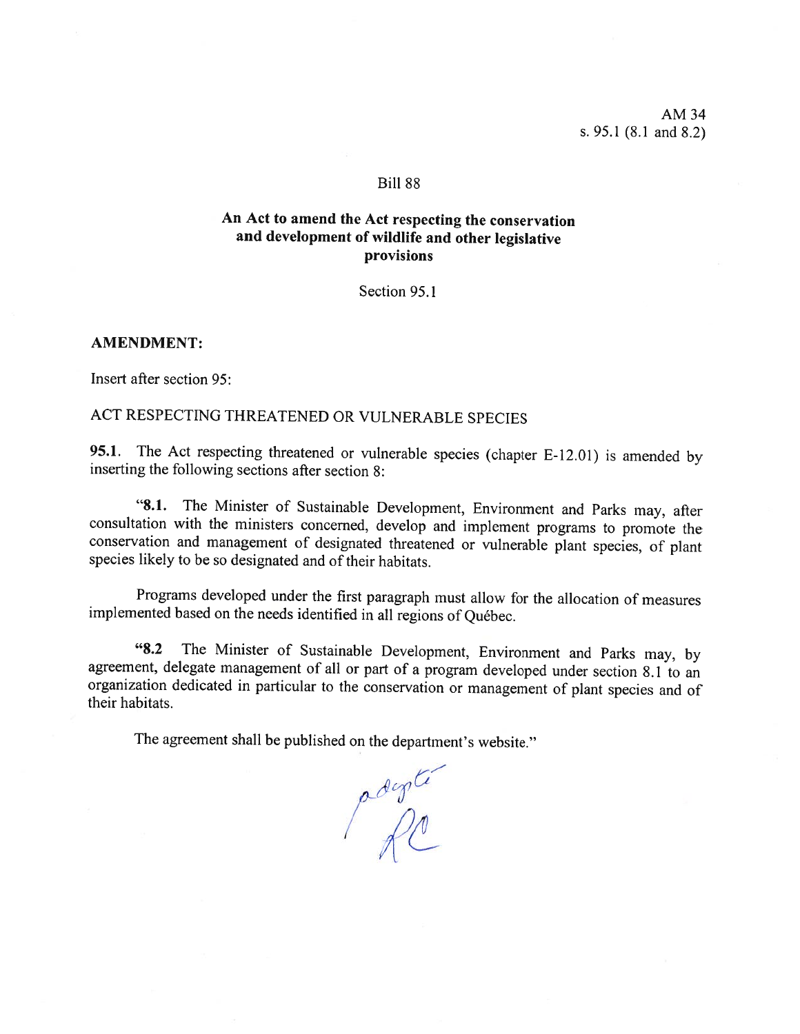AM 34
s. 95.1 (8.1 and 8.2)

Bill 88

**An Act to amend the Act respecting the conservation and development of wildlife and other legislative provisions**

Section 95.1

**AMENDMENT:**

Insert after section 95:

ACT RESPECTING THREATENED OR VULNERABLE SPECIES

**95.1.** The Act respecting threatened or vulnerable species (chapter E-12.01) is amended by inserting the following sections after section 8:

"**8.1.** The Minister of Sustainable Development, Environment and Parks may, after consultation with the ministers concerned, develop and implement programs to promote the conservation and management of designated threatened or vulnerable plant species, of plant species likely to be so designated and of their habitats.

Programs developed under the first paragraph must allow for the allocation of measures implemented based on the needs identified in all regions of Québec.

"**8.2** The Minister of Sustainable Development, Environment and Parks may, by agreement, delegate management of all or part of a program developed under section 8.1 to an organization dedicated in particular to the conservation or management of plant species and of their habitats.

The agreement shall be published on the department's website."

adopté
RC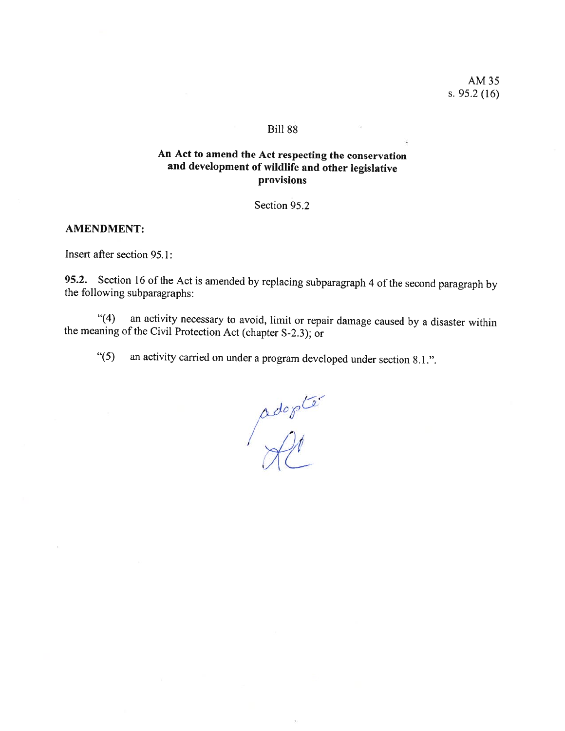AM 35
s. 95.2 (16)

Bill 88

**An Act to amend the Act respecting the conservation and development of wildlife and other legislative provisions**

Section 95.2

**AMENDMENT:**

Insert after section 95.1:

**95.2.** Section 16 of the Act is amended by replacing subparagraph 4 of the second paragraph by the following subparagraphs:

"(4) an activity necessary to avoid, limit or repair damage caused by a disaster within the meaning of the Civil Protection Act (chapter S-2.3); or

"(5) an activity carried on under a program developed under section 8.1.".

adopté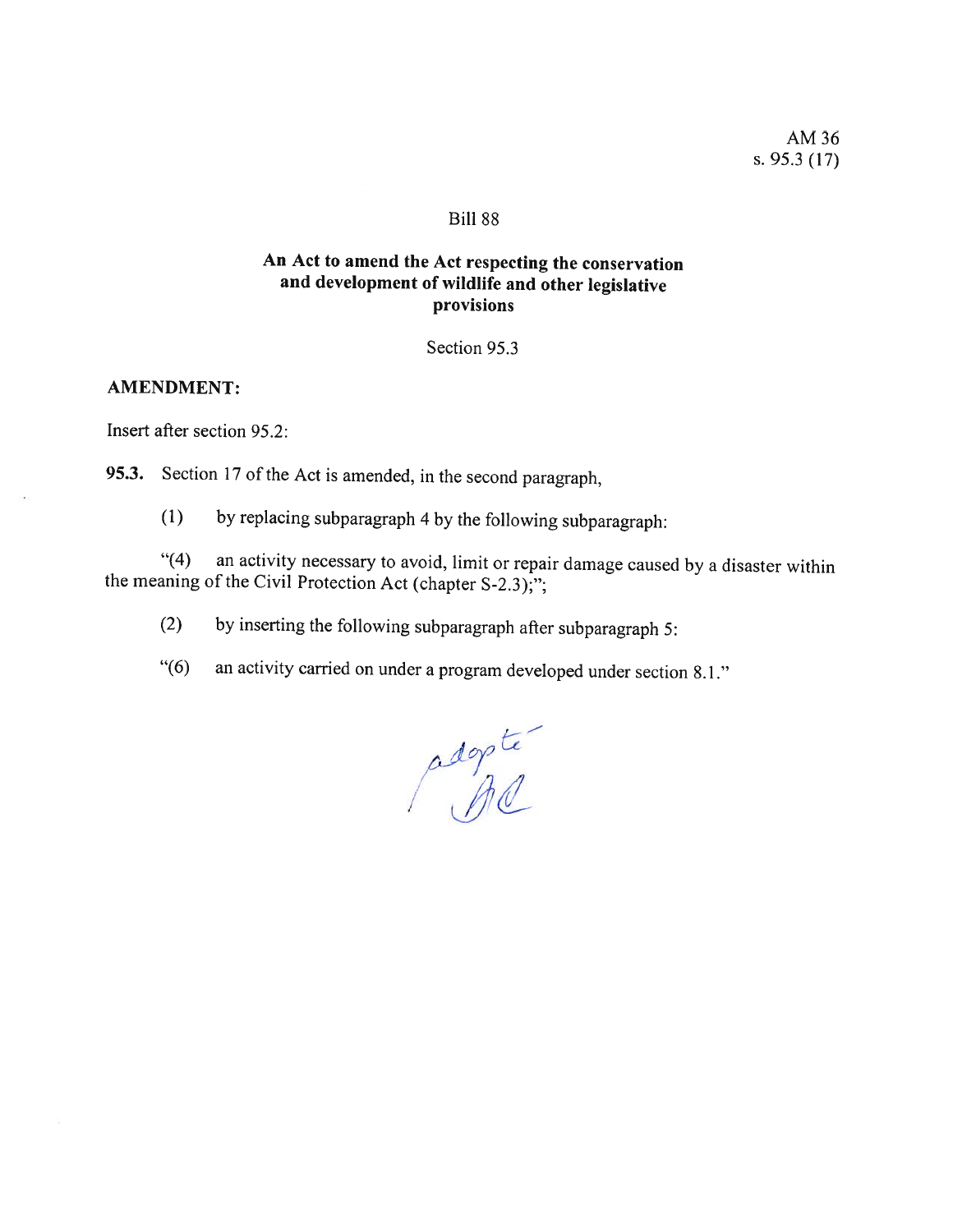AM 36
s. 95.3 (17)

Bill 88

**An Act to amend the Act respecting the conservation and development of wildlife and other legislative provisions**

Section 95.3

**AMENDMENT:**

Insert after section 95.2:

**95.3.** Section 17 of the Act is amended, in the second paragraph,

(1) by replacing subparagraph 4 by the following subparagraph:

"(4) an activity necessary to avoid, limit or repair damage caused by a disaster within the meaning of the Civil Protection Act (chapter S-2.3);";

(2) by inserting the following subparagraph after subparagraph 5:

"(6) an activity carried on under a program developed under section 8.1."

adopté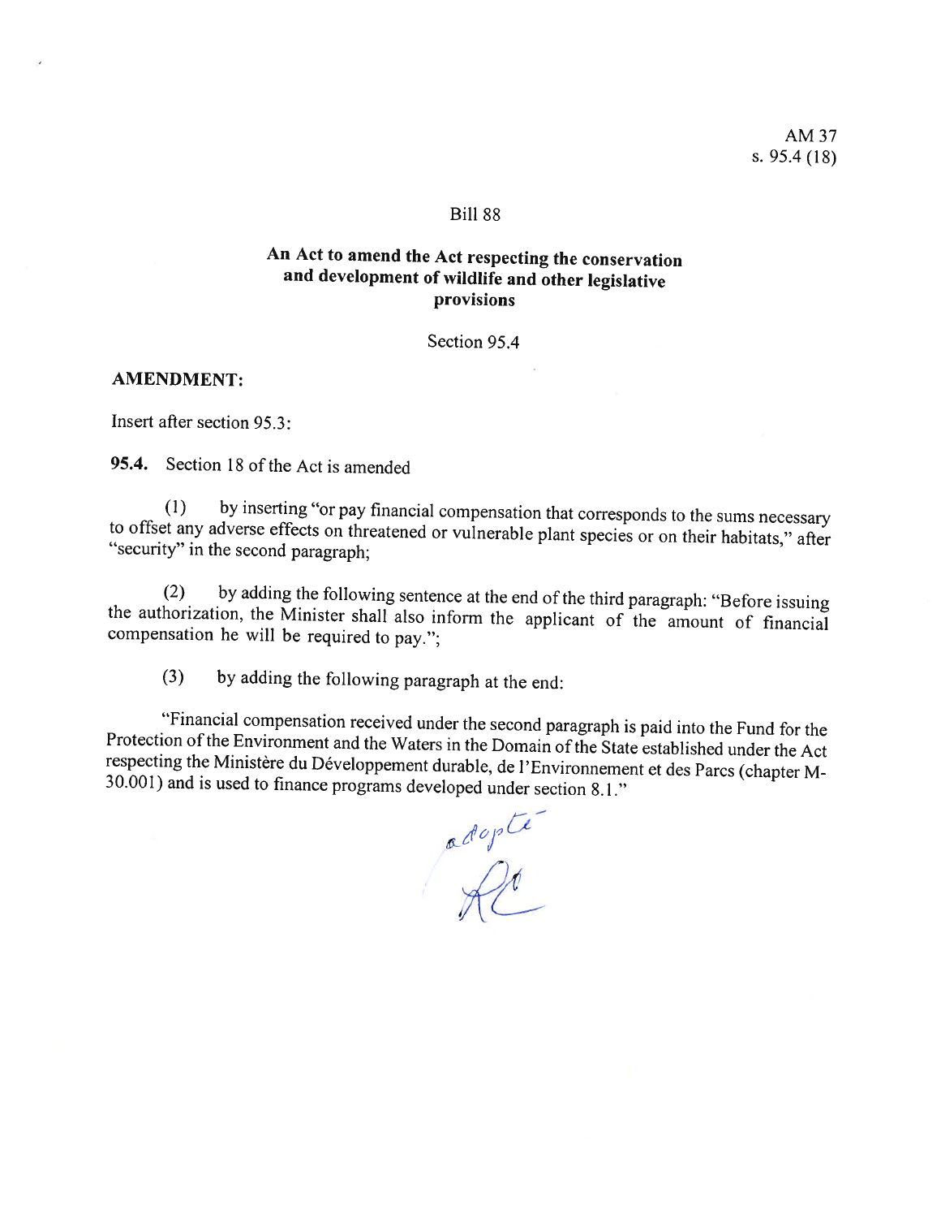AM 37
s. 95.4 (18)

Bill 88

**An Act to amend the Act respecting the conservation and development of wildlife and other legislative provisions**

Section 95.4

**AMENDMENT:**

Insert after section 95.3:

**95.4.** Section 18 of the Act is amended

(1) by inserting "or pay financial compensation that corresponds to the sums necessary to offset any adverse effects on threatened or vulnerable plant species or on their habitats," after "security" in the second paragraph;

(2) by adding the following sentence at the end of the third paragraph: "Before issuing the authorization, the Minister shall also inform the applicant of the amount of financial compensation he will be required to pay.";

(3) by adding the following paragraph at the end:

"Financial compensation received under the second paragraph is paid into the Fund for the Protection of the Environment and the Waters in the Domain of the State established under the Act respecting the Ministère du Développement durable, de l'Environnement et des Parcs (chapter M-30.001) and is used to finance programs developed under section 8.1."

adopté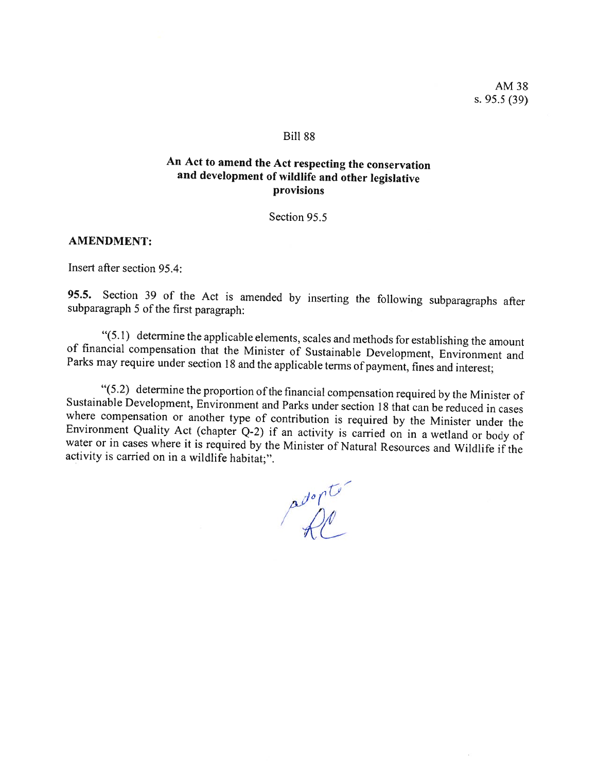AM 38
s. 95.5 (39)

Bill 88

**An Act to amend the Act respecting the conservation and development of wildlife and other legislative provisions**

Section 95.5

**AMENDMENT:**

Insert after section 95.4:

**95.5.** Section 39 of the Act is amended by inserting the following subparagraphs after subparagraph 5 of the first paragraph:

"(5.1) determine the applicable elements, scales and methods for establishing the amount of financial compensation that the Minister of Sustainable Development, Environment and Parks may require under section 18 and the applicable terms of payment, fines and interest;

"(5.2) determine the proportion of the financial compensation required by the Minister of Sustainable Development, Environment and Parks under section 18 that can be reduced in cases where compensation or another type of contribution is required by the Minister under the Environment Quality Act (chapter Q-2) if an activity is carried on in a wetland or body of water or in cases where it is required by the Minister of Natural Resources and Wildlife if the activity is carried on in a wildlife habitat;".

adopté
RC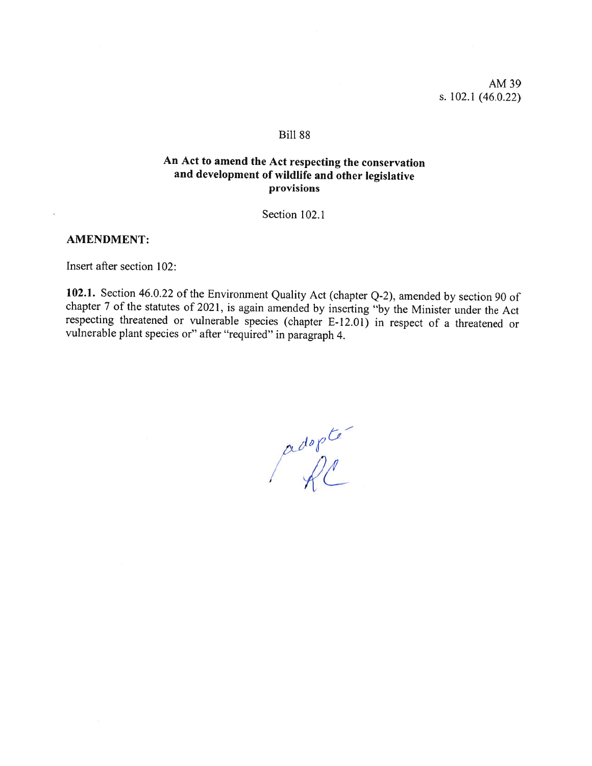AM 39
s. 102.1 (46.0.22)

Bill 88

**An Act to amend the Act respecting the conservation and development of wildlife and other legislative provisions**

Section 102.1

**AMENDMENT:**

Insert after section 102:

**102.1.** Section 46.0.22 of the Environment Quality Act (chapter Q-2), amended by section 90 of chapter 7 of the statutes of 2021, is again amended by inserting "by the Minister under the Act respecting threatened or vulnerable species (chapter E-12.01) in respect of a threatened or vulnerable plant species or" after "required" in paragraph 4.

adopté
RC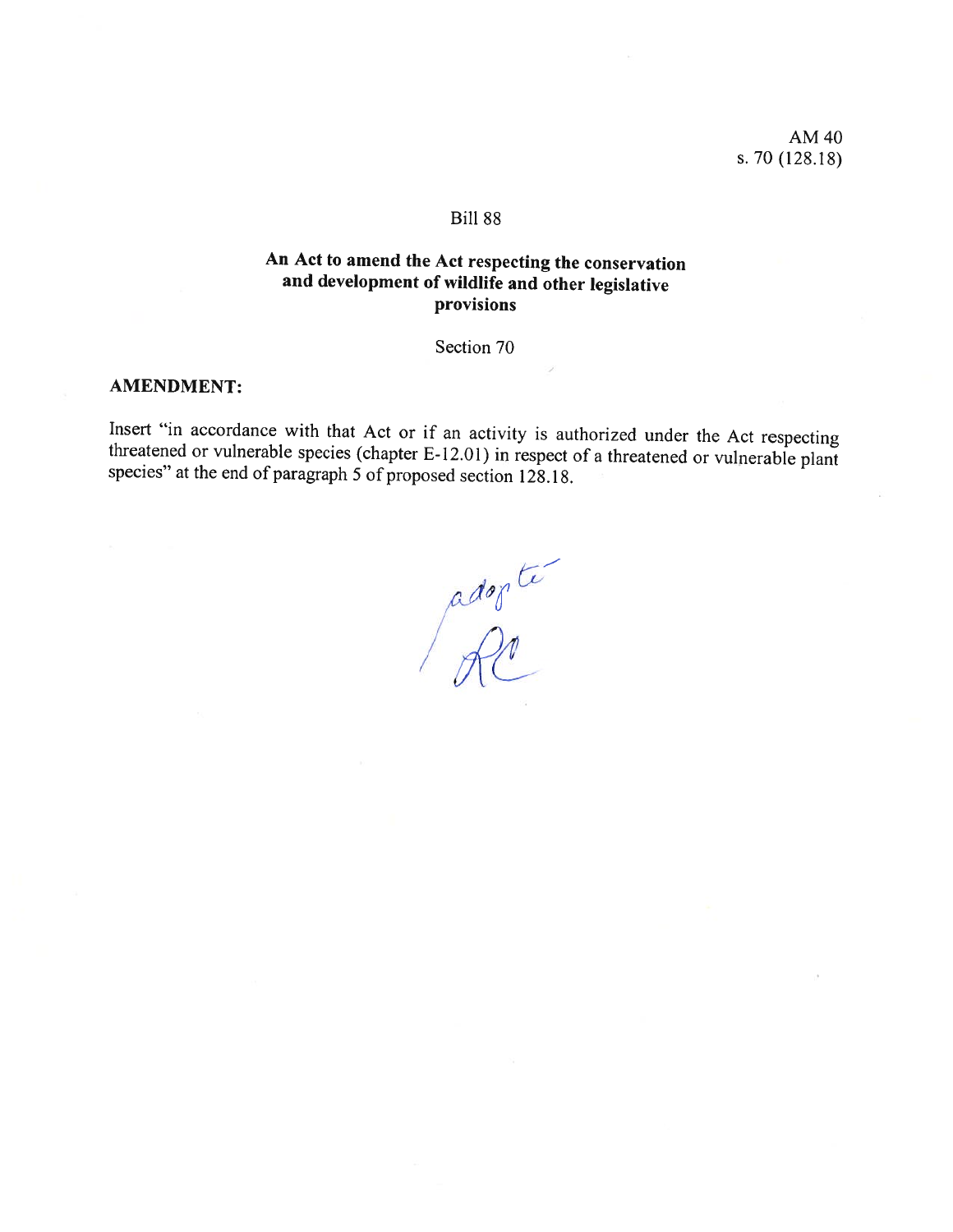AM 40
s. 70 (128.18)

Bill 88

**An Act to amend the Act respecting the conservation and development of wildlife and other legislative provisions**

Section 70

**AMENDMENT:**

Insert "in accordance with that Act or if an activity is authorized under the Act respecting threatened or vulnerable species (chapter E-12.01) in respect of a threatened or vulnerable plant species" at the end of paragraph 5 of proposed section 128.18.

adopté
RC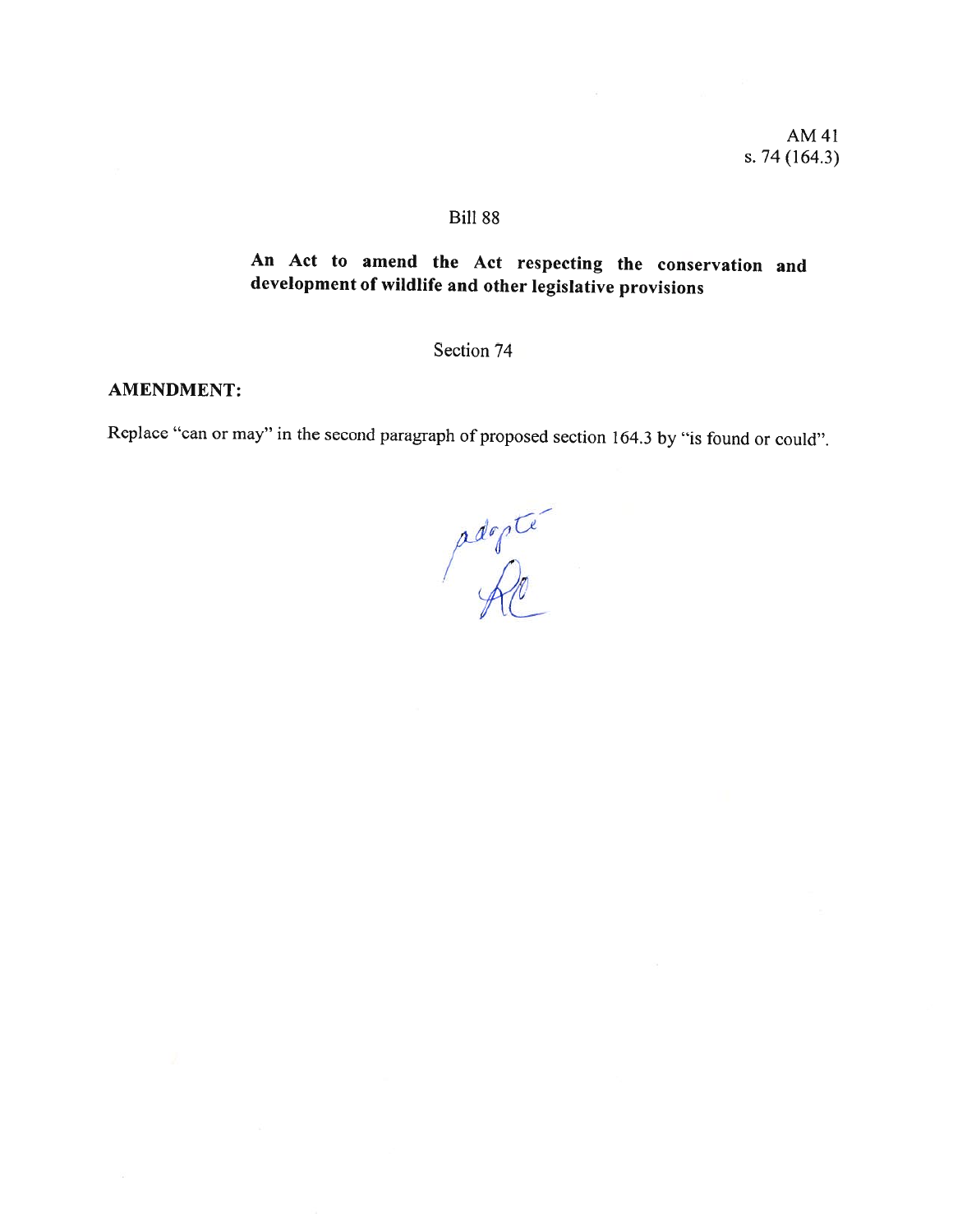AM 41
s. 74 (164.3)

Bill 88

**An Act to amend the Act respecting the conservation and development of wildlife and other legislative provisions**

Section 74

**AMENDMENT:**

Replace "can or may" in the second paragraph of proposed section 164.3 by "is found or could".

adopté
RC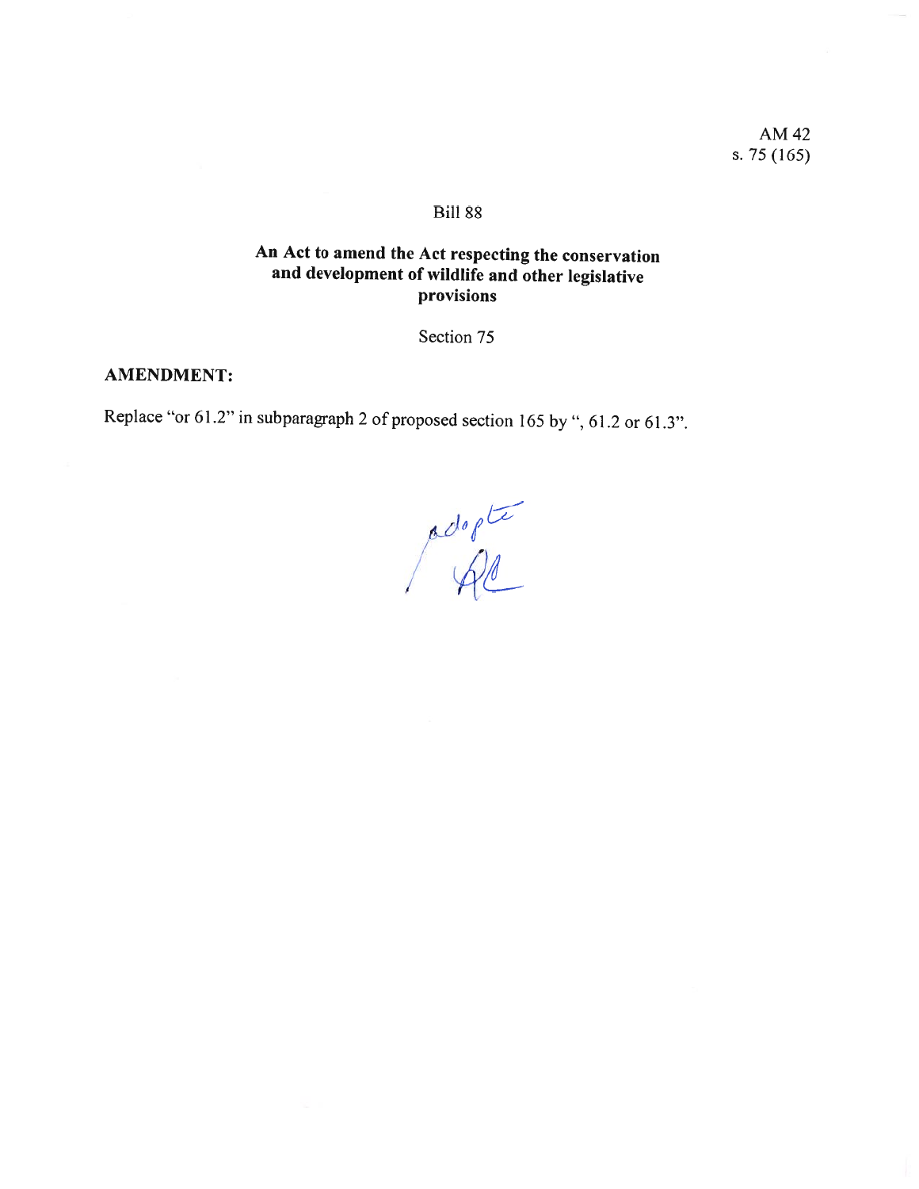AM 42
s. 75 (165)

Bill 88

## An Act to amend the Act respecting the conservation and development of wildlife and other legislative provisions

Section 75

**AMENDMENT:**

Replace "or 61.2" in subparagraph 2 of proposed section 165 by ", 61.2 or 61.3".

adopté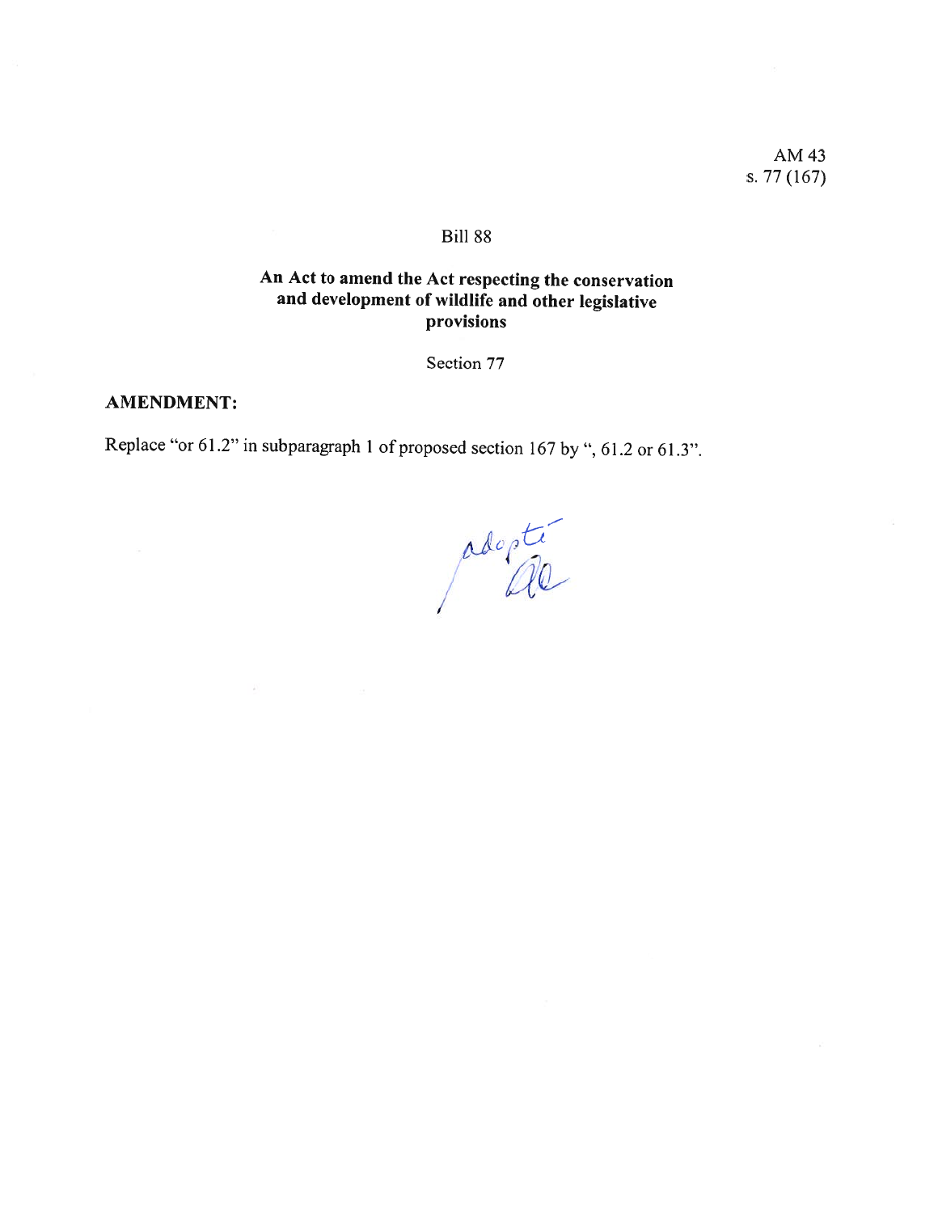AM 43
s. 77 (167)

Bill 88

## An Act to amend the Act respecting the conservation and development of wildlife and other legislative provisions

Section 77

**AMENDMENT:**

Replace “or 61.2” in subparagraph 1 of proposed section 167 by “, 61.2 or 61.3”.

adopté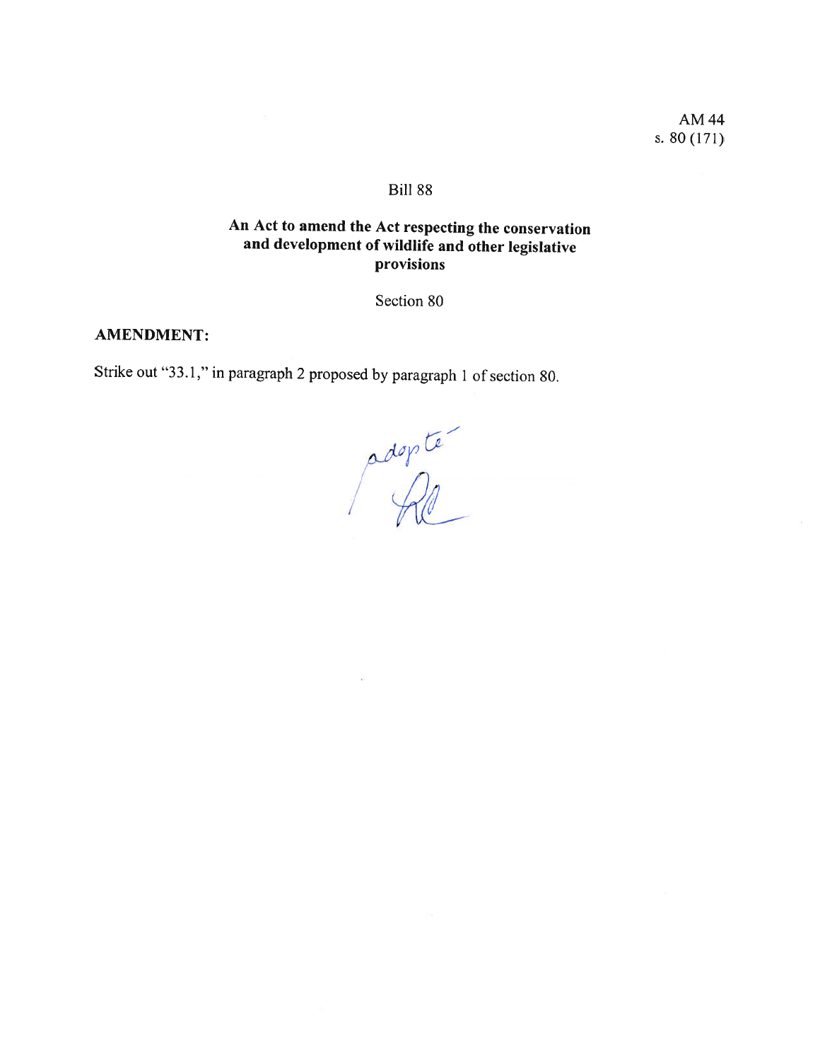AM 44
s. 80 (171)

Bill 88

**An Act to amend the Act respecting the conservation and development of wildlife and other legislative provisions**

Section 80

**AMENDMENT:**

Strike out "33.1," in paragraph 2 proposed by paragraph 1 of section 80.

adopté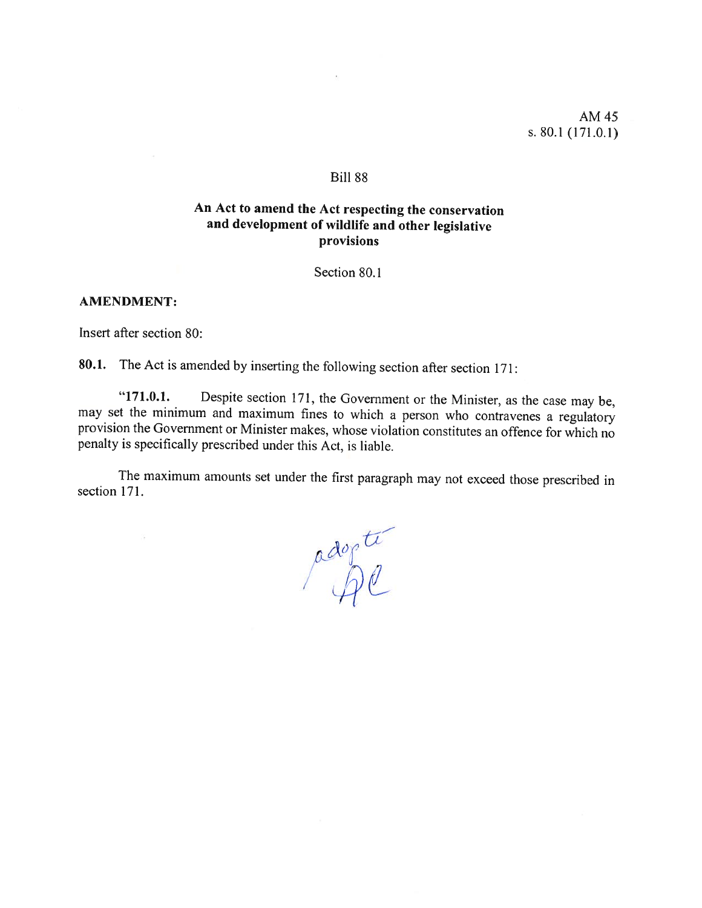AM 45
s. 80.1 (171.0.1)

Bill 88

**An Act to amend the Act respecting the conservation and development of wildlife and other legislative provisions**

Section 80.1

**AMENDMENT:**

Insert after section 80:

**80.1.** The Act is amended by inserting the following section after section 171:

"**171.0.1.** Despite section 171, the Government or the Minister, as the case may be, may set the minimum and maximum fines to which a person who contravenes a regulatory provision the Government or Minister makes, whose violation constitutes an offence for which no penalty is specifically prescribed under this Act, is liable.

The maximum amounts set under the first paragraph may not exceed those prescribed in section 171.

adopté
AC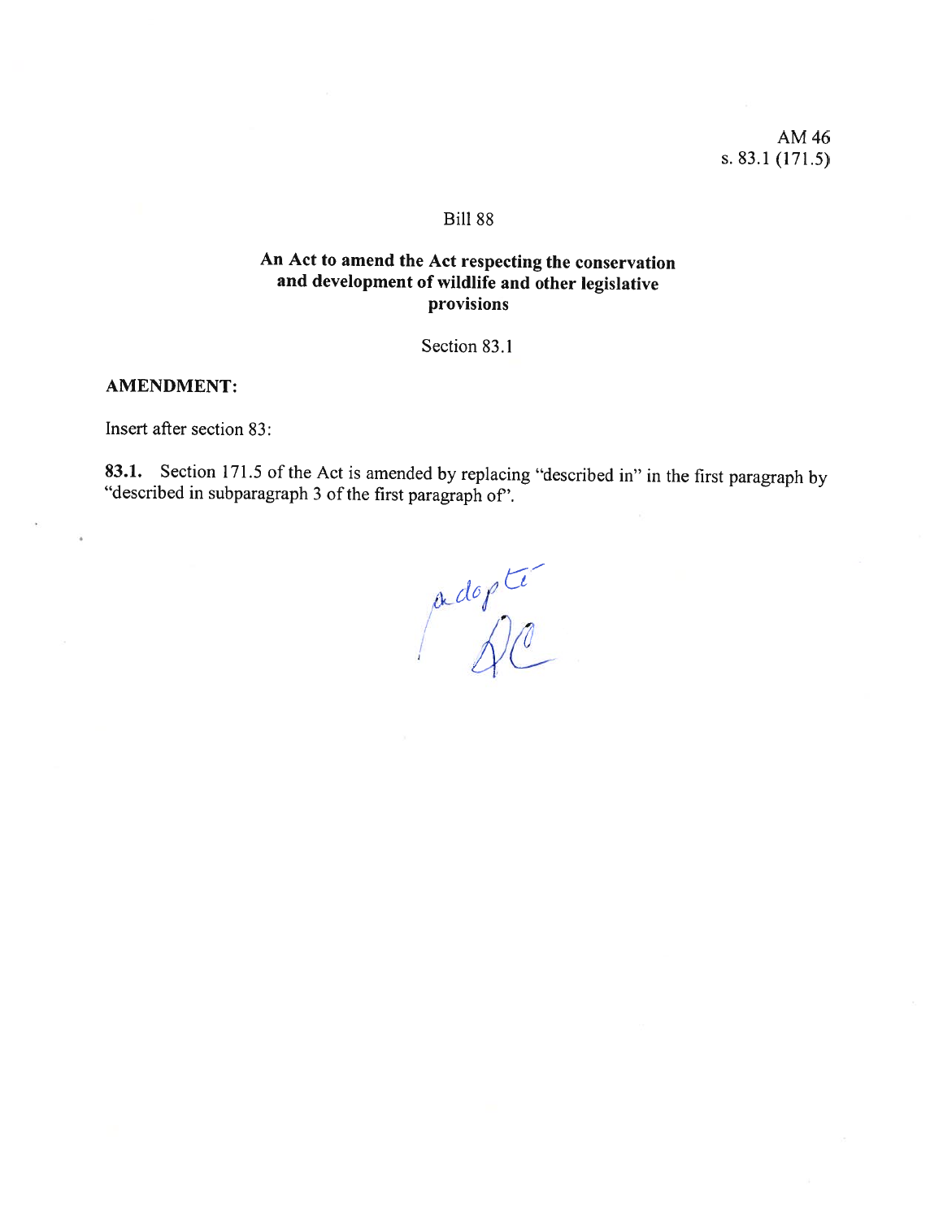AM 46
s. 83.1 (171.5)

Bill 88

**An Act to amend the Act respecting the conservation and development of wildlife and other legislative provisions**

Section 83.1

**AMENDMENT:**

Insert after section 83:

**83.1.** Section 171.5 of the Act is amended by replacing "described in" in the first paragraph by "described in subparagraph 3 of the first paragraph of".

adopté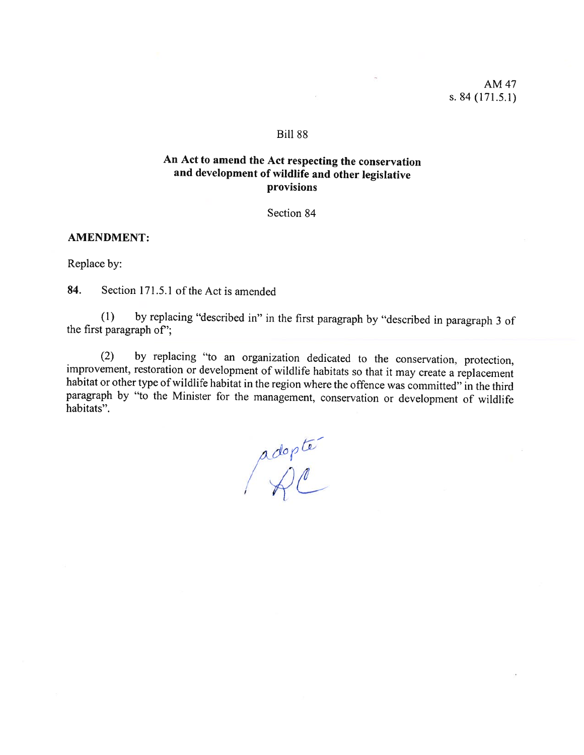AM 47
s. 84 (171.5.1)

Bill 88

**An Act to amend the Act respecting the conservation and development of wildlife and other legislative provisions**

Section 84

**AMENDMENT:**

Replace by:

**84.** Section 171.5.1 of the Act is amended

(1) by replacing "described in" in the first paragraph by "described in paragraph 3 of the first paragraph of";

(2) by replacing "to an organization dedicated to the conservation, protection, improvement, restoration or development of wildlife habitats so that it may create a replacement habitat or other type of wildlife habitat in the region where the offence was committed" in the third paragraph by "to the Minister for the management, conservation or development of wildlife habitats".

adopté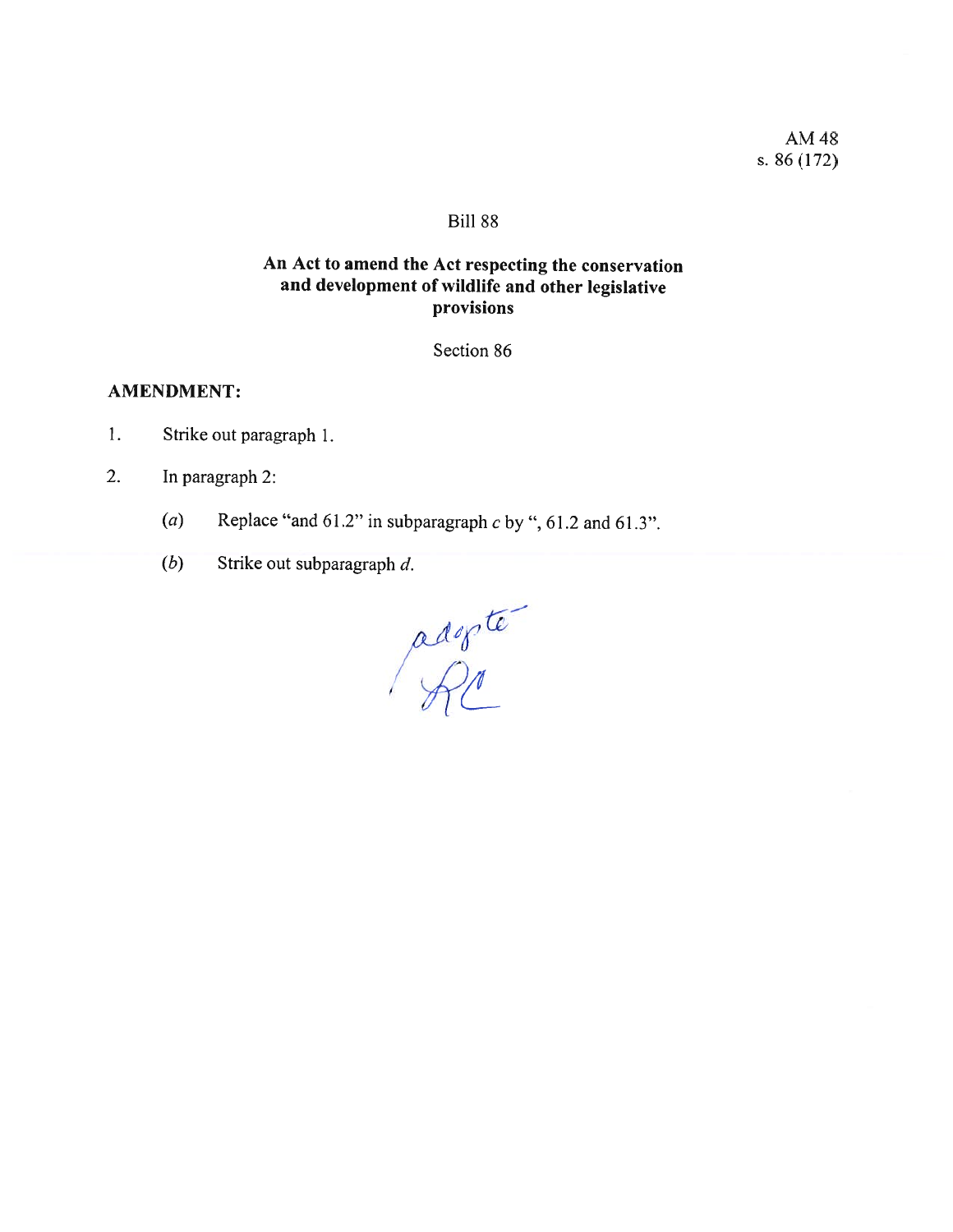AM 48
s. 86 (172)

Bill 88

**An Act to amend the Act respecting the conservation and development of wildlife and other legislative provisions**

Section 86

**AMENDMENT:**

1. Strike out paragraph 1.

2. In paragraph 2:

   (*a*) Replace "and 61.2" in subparagraph *c* by ", 61.2 and 61.3".

   (*b*) Strike out subparagraph *d*.

adopté
RC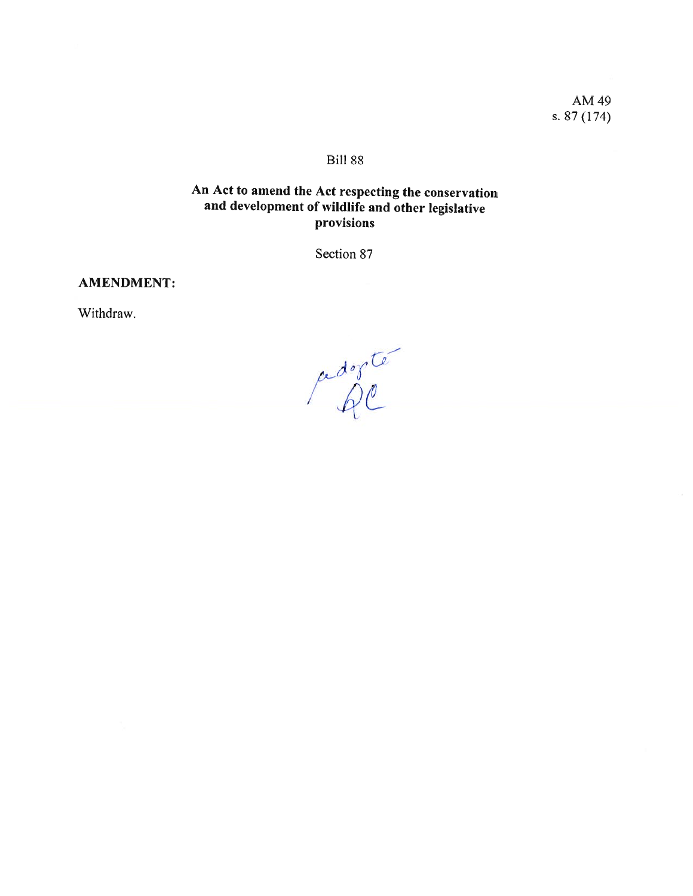AM 49
s. 87 (174)

Bill 88

## An Act to amend the Act respecting the conservation and development of wildlife and other legislative provisions

Section 87

**AMENDMENT:**

Withdraw.

Adopté
AC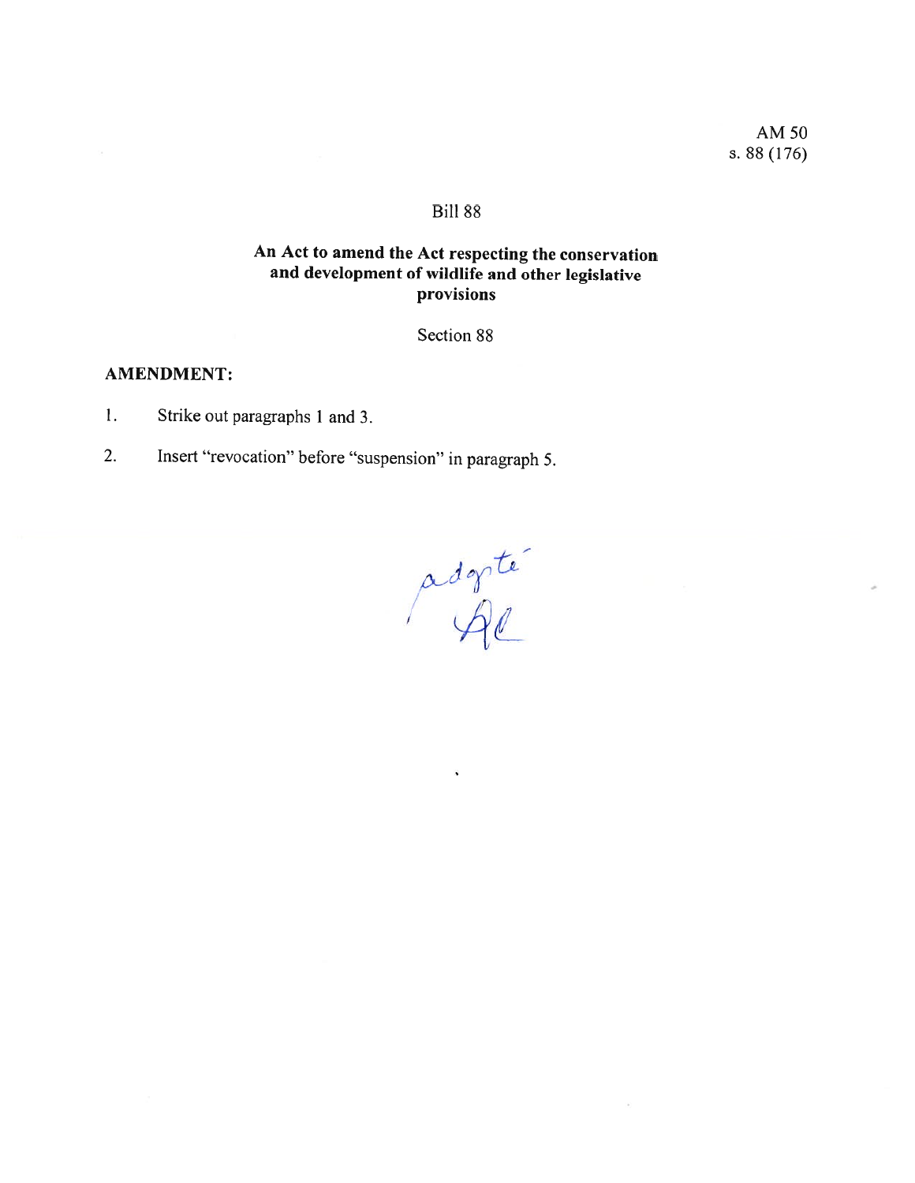AM 50
s. 88 (176)

Bill 88

## An Act to amend the Act respecting the conservation and development of wildlife and other legislative provisions

Section 88

**AMENDMENT:**

1. Strike out paragraphs 1 and 3.

2. Insert "revocation" before "suspension" in paragraph 5.

adopté
AC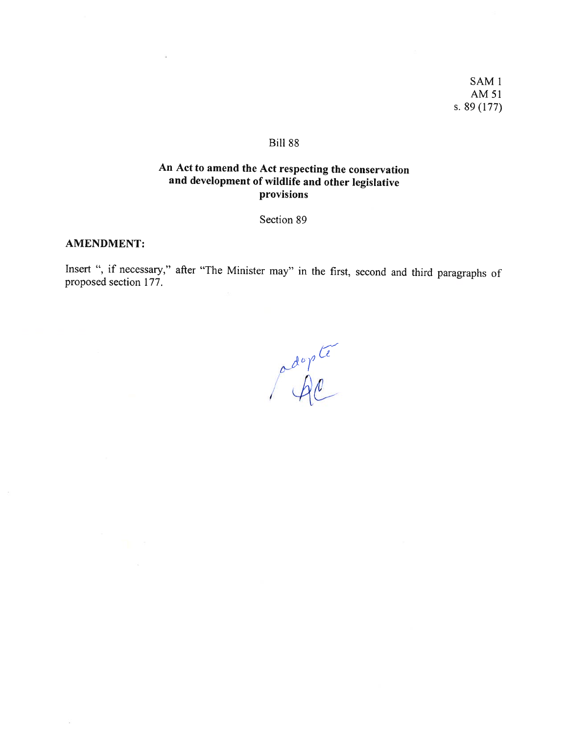SAM 1
AM 51
s. 89 (177)

Bill 88

**An Act to amend the Act respecting the conservation and development of wildlife and other legislative provisions**

Section 89

**AMENDMENT:**

Insert ", if necessary," after "The Minister may" in the first, second and third paragraphs of proposed section 177.

adopté
AC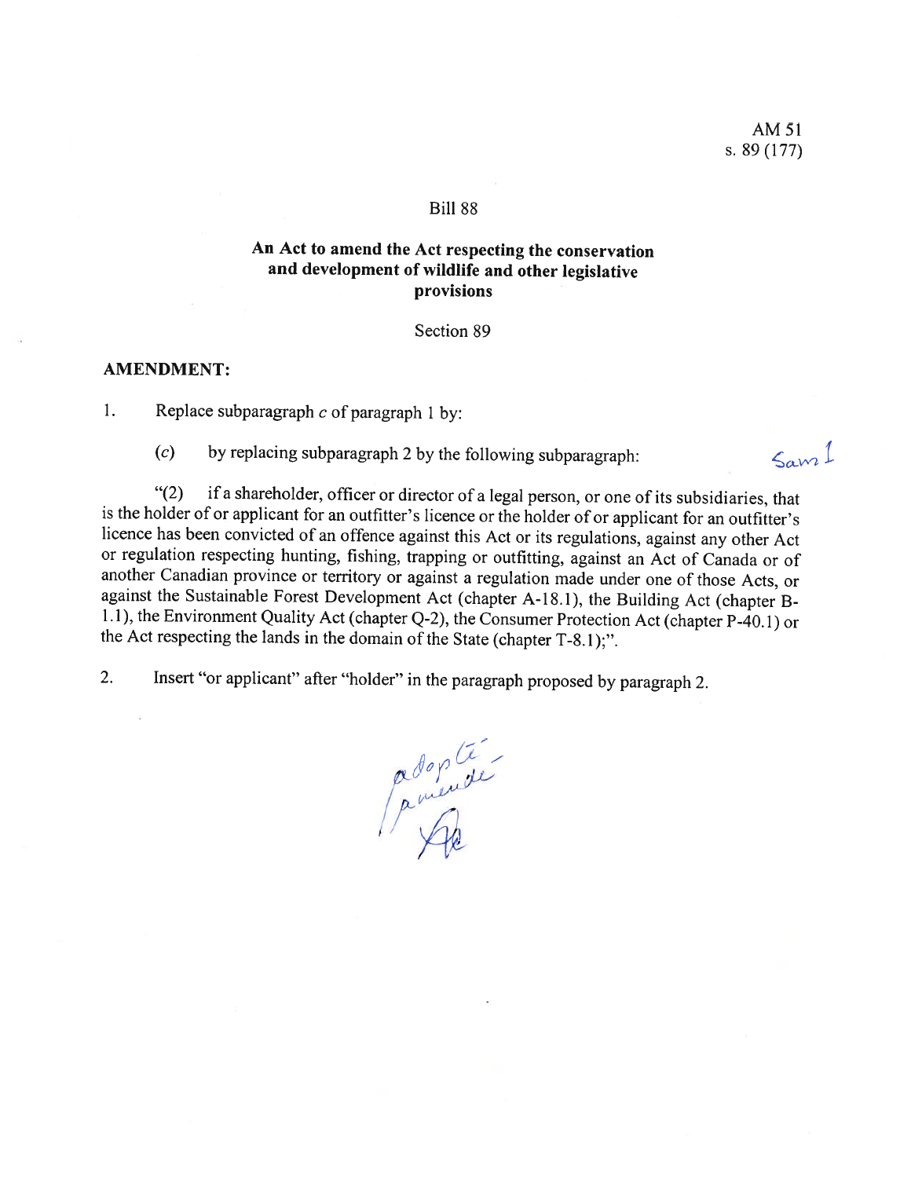AM 51
s. 89 (177)

Bill 88

## An Act to amend the Act respecting the conservation and development of wildlife and other legislative provisions

Section 89

**AMENDMENT:**

1. Replace subparagraph *c* of paragraph 1 by:

   (*c*) by replacing subparagraph 2 by the following subparagraph:

   "(2) if a shareholder, officer or director of a legal person, or one of its subsidiaries, that is the holder of or applicant for an outfitter's licence or the holder of or applicant for an outfitter's licence has been convicted of an offence against this Act or its regulations, against any other Act or regulation respecting hunting, fishing, trapping or outfitting, against an Act of Canada or of another Canadian province or territory or against a regulation made under one of those Acts, or against the Sustainable Forest Development Act (chapter A-18.1), the Building Act (chapter B-1.1), the Environment Quality Act (chapter Q-2), the Consumer Protection Act (chapter P-40.1) or the Act respecting the lands in the domain of the State (chapter T-8.1);".

2. Insert "or applicant" after "holder" in the paragraph proposed by paragraph 2.

Sam 1

adopté / amendé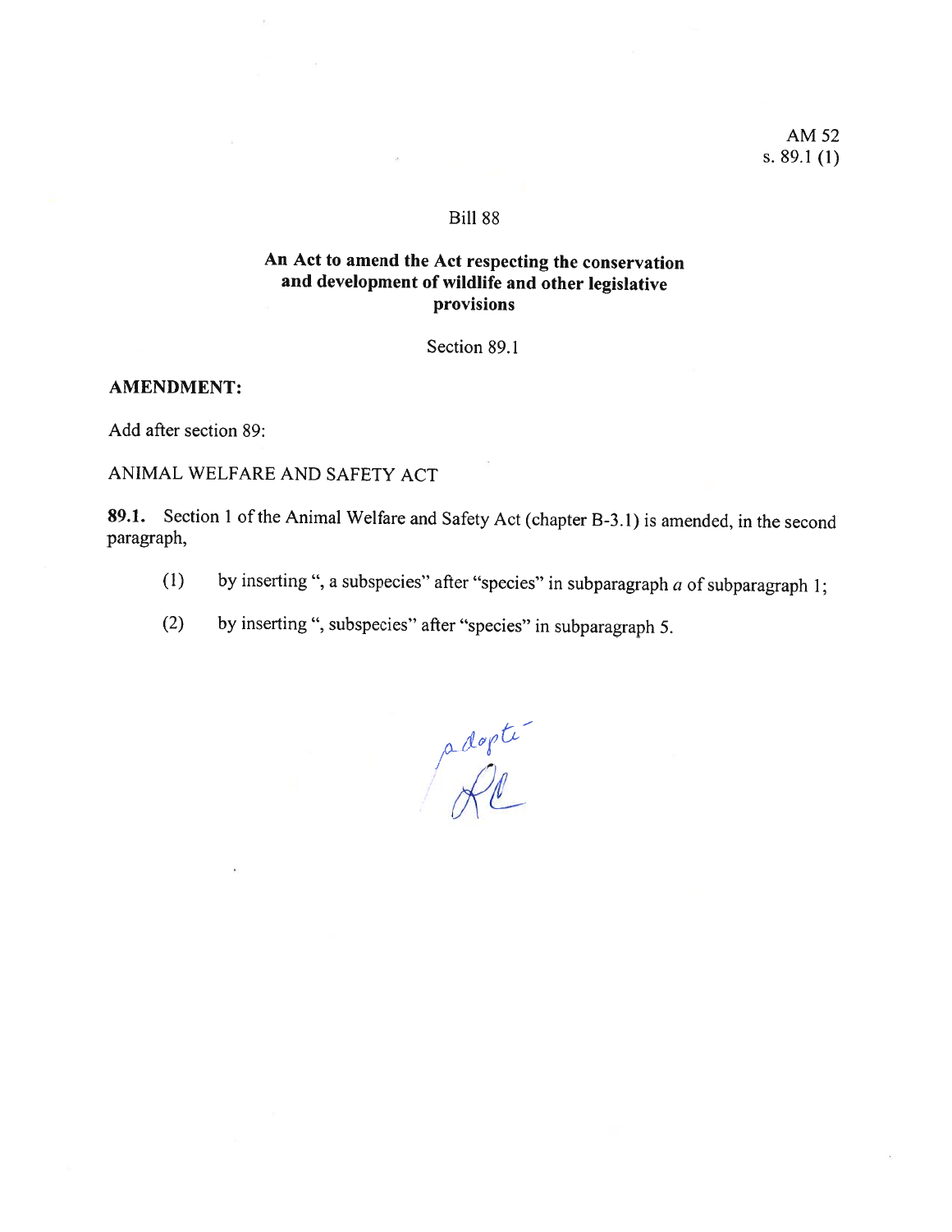AM 52
s. 89.1 (1)

Bill 88

**An Act to amend the Act respecting the conservation and development of wildlife and other legislative provisions**

Section 89.1

**AMENDMENT:**

Add after section 89:

ANIMAL WELFARE AND SAFETY ACT

**89.1.** Section 1 of the Animal Welfare and Safety Act (chapter B-3.1) is amended, in the second paragraph,

(1) by inserting ", a subspecies" after "species" in subparagraph *a* of subparagraph 1;

(2) by inserting ", subspecies" after "species" in subparagraph 5.

adopté
RL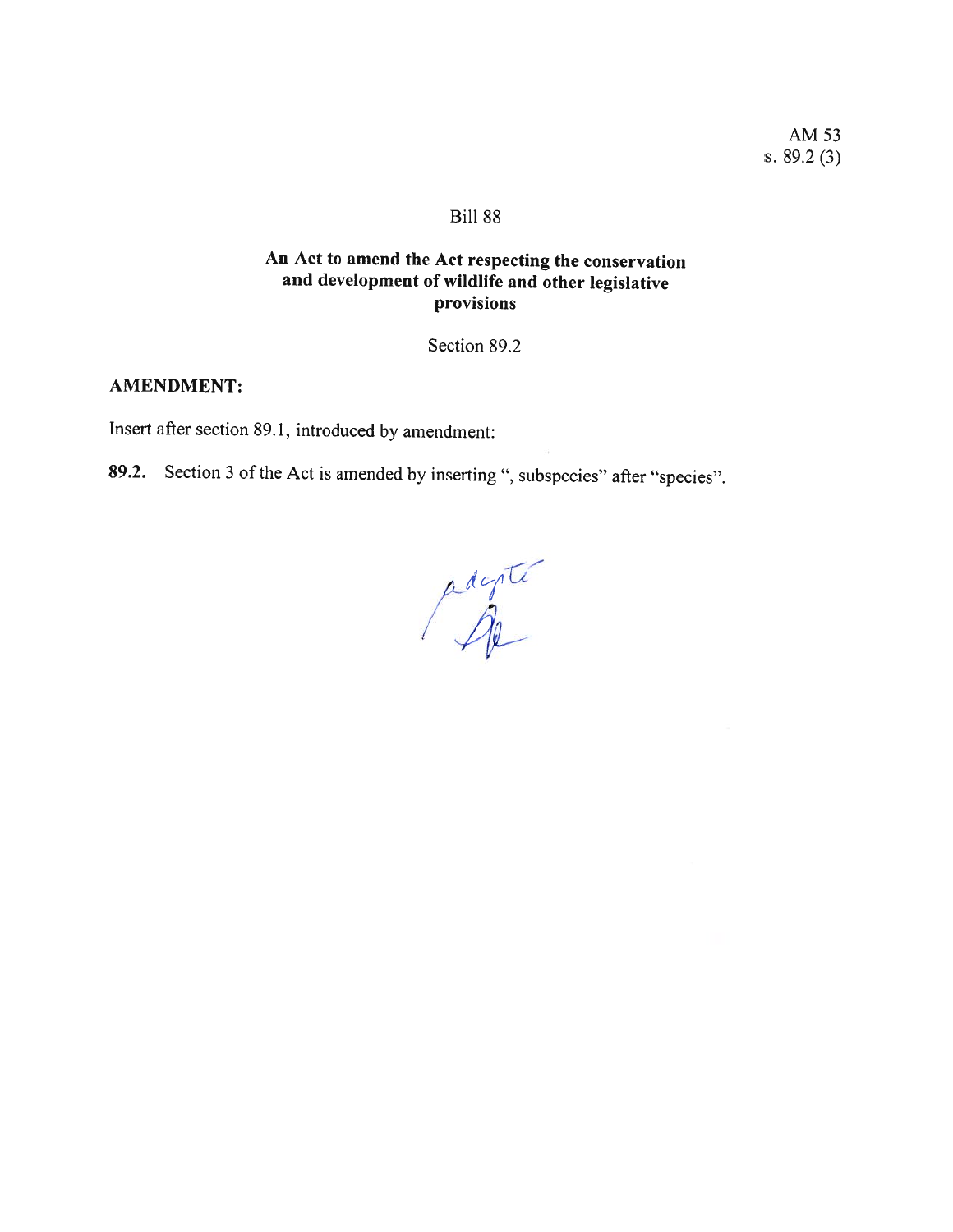AM 53
s. 89.2 (3)

Bill 88

**An Act to amend the Act respecting the conservation and development of wildlife and other legislative provisions**

Section 89.2

**AMENDMENT:**

Insert after section 89.1, introduced by amendment:

**89.2.** Section 3 of the Act is amended by inserting ", subspecies" after "species".

adopté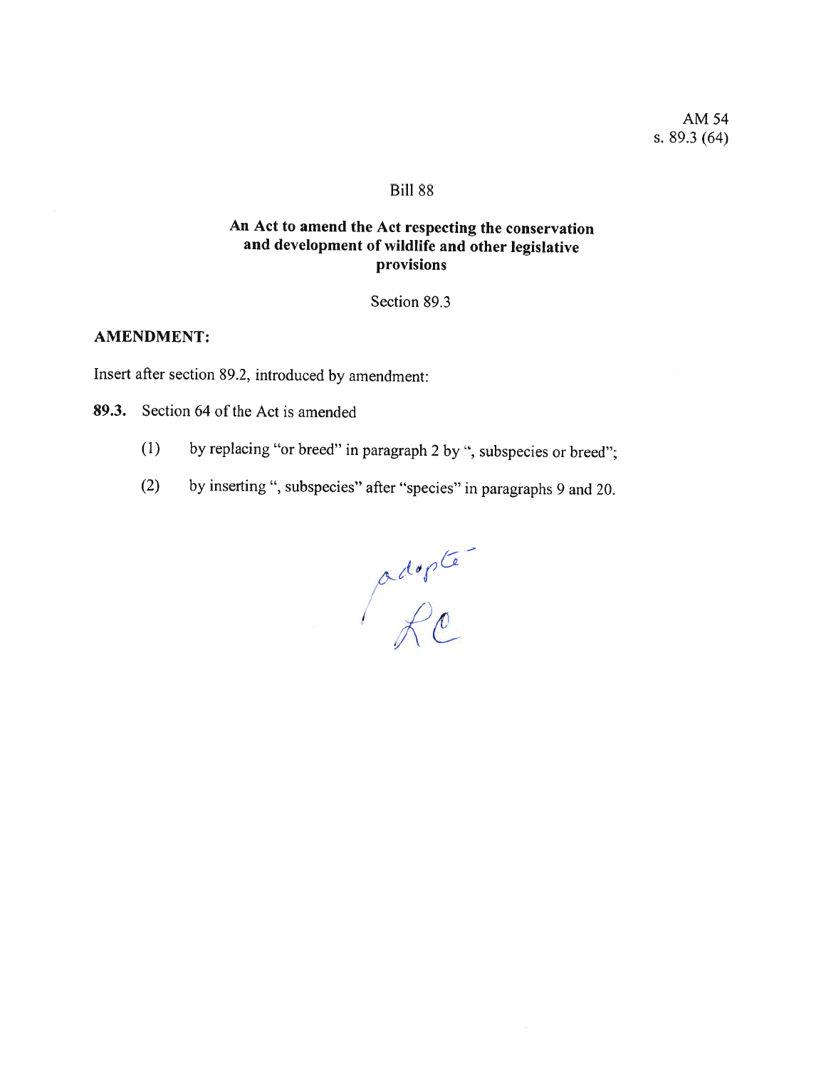AM 54
s. 89.3 (64)

Bill 88

**An Act to amend the Act respecting the conservation and development of wildlife and other legislative provisions**

Section 89.3

**AMENDMENT:**

Insert after section 89.2, introduced by amendment:

**89.3.** Section 64 of the Act is amended

(1) by replacing "or breed" in paragraph 2 by ", subspecies or breed";

(2) by inserting ", subspecies" after "species" in paragraphs 9 and 20.

adopté
LC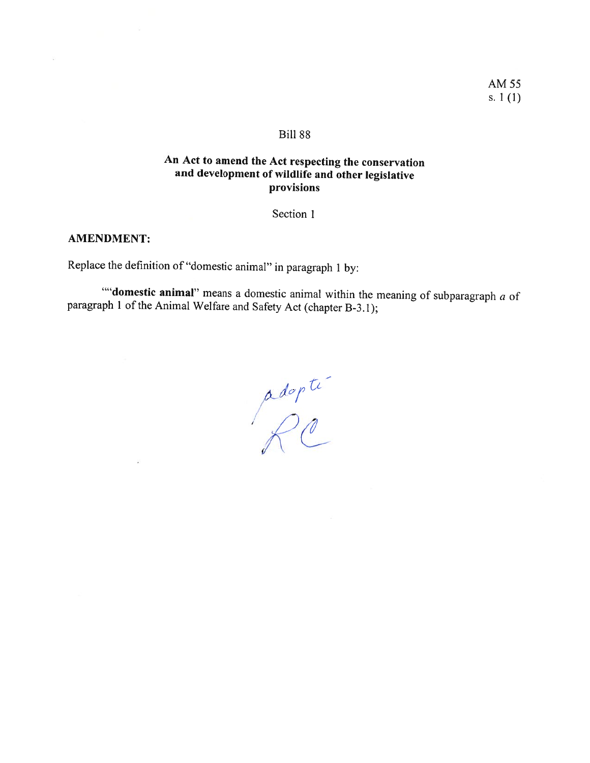AM 55
s. 1 (1)

Bill 88

**An Act to amend the Act respecting the conservation and development of wildlife and other legislative provisions**

Section 1

**AMENDMENT:**

Replace the definition of "domestic animal" in paragraph 1 by:

""**domestic animal**" means a domestic animal within the meaning of subparagraph *a* of paragraph 1 of the Animal Welfare and Safety Act (chapter B-3.1);

adopté
RC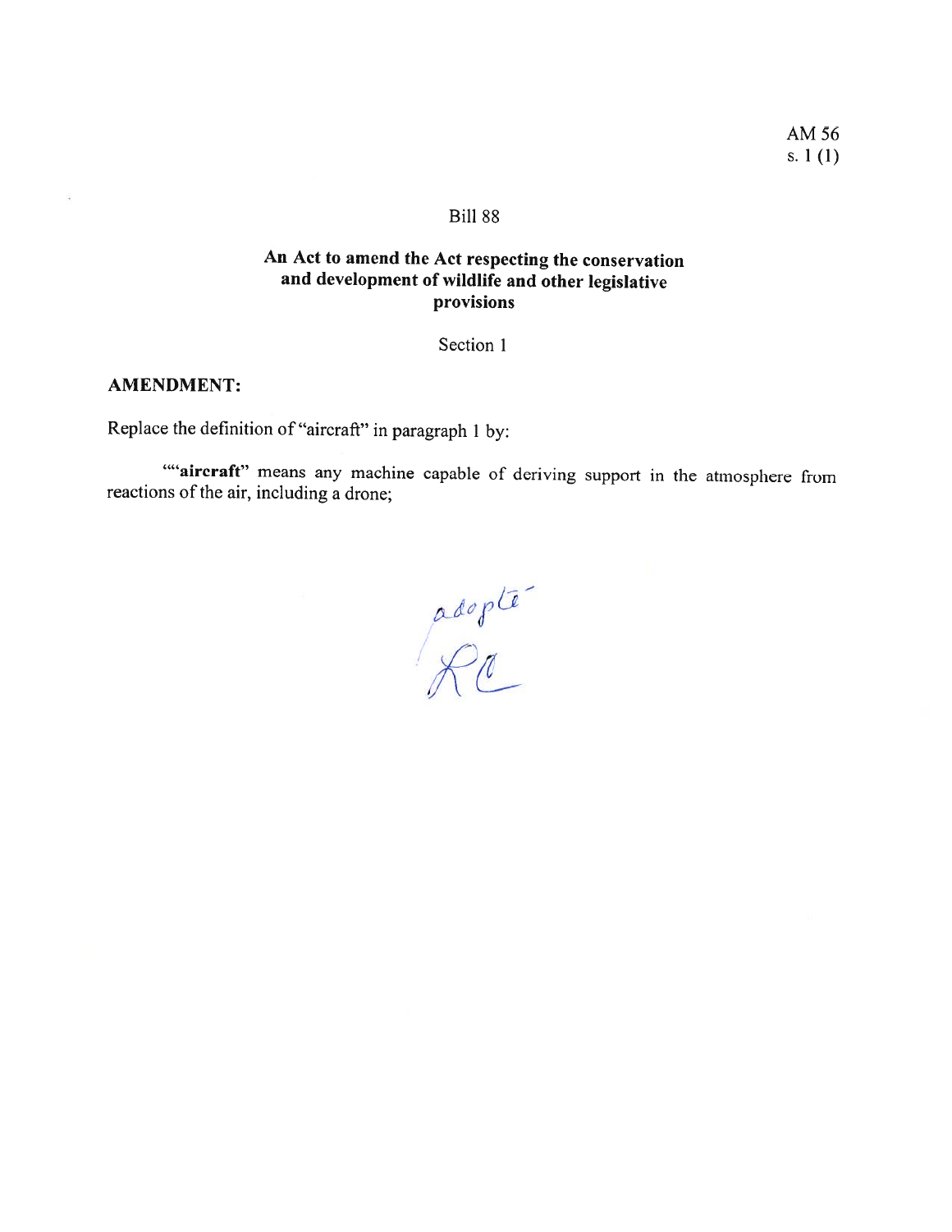AM 56
s. 1 (1)

Bill 88

**An Act to amend the Act respecting the conservation and development of wildlife and other legislative provisions**

Section 1

**AMENDMENT:**

Replace the definition of "aircraft" in paragraph 1 by:

""**aircraft**" means any machine capable of deriving support in the atmosphere from reactions of the air, including a drone;

adopté
RC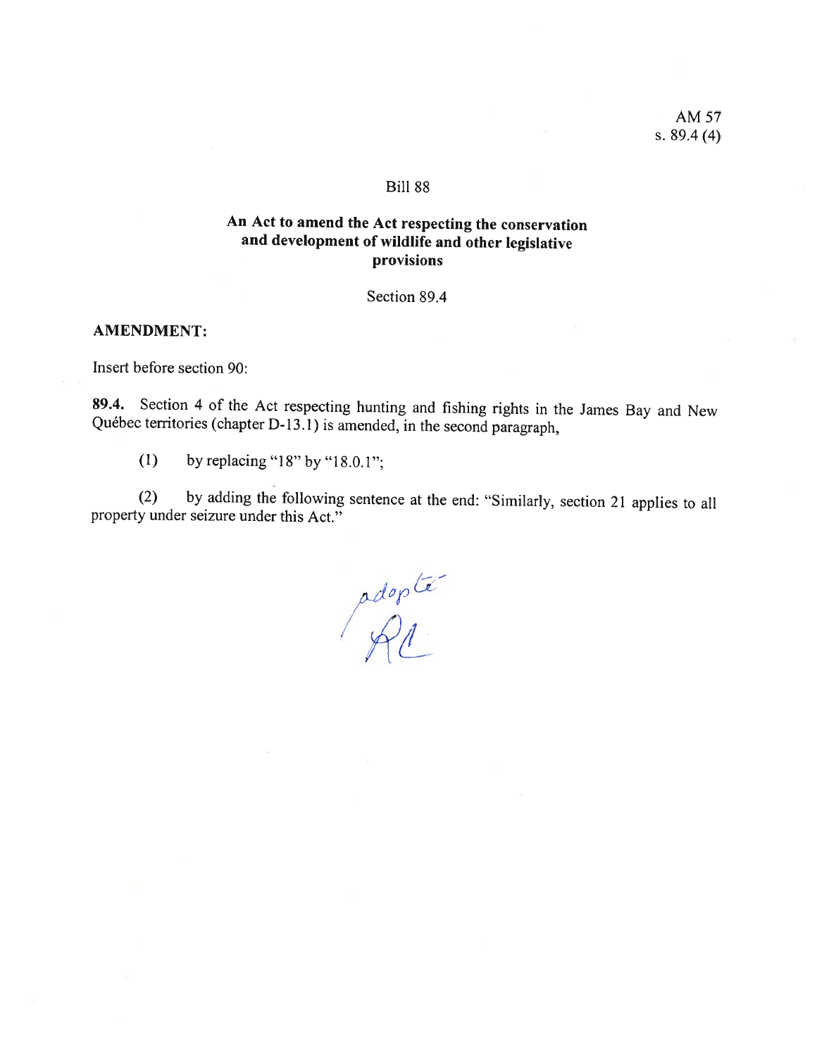AM 57
s. 89.4 (4)

Bill 88

**An Act to amend the Act respecting the conservation and development of wildlife and other legislative provisions**

Section 89.4

**AMENDMENT:**

Insert before section 90:

**89.4.** Section 4 of the Act respecting hunting and fishing rights in the James Bay and New Québec territories (chapter D-13.1) is amended, in the second paragraph,

(1) by replacing "18" by "18.0.1";

(2) by adding the following sentence at the end: "Similarly, section 21 applies to all property under seizure under this Act."

adopté
RL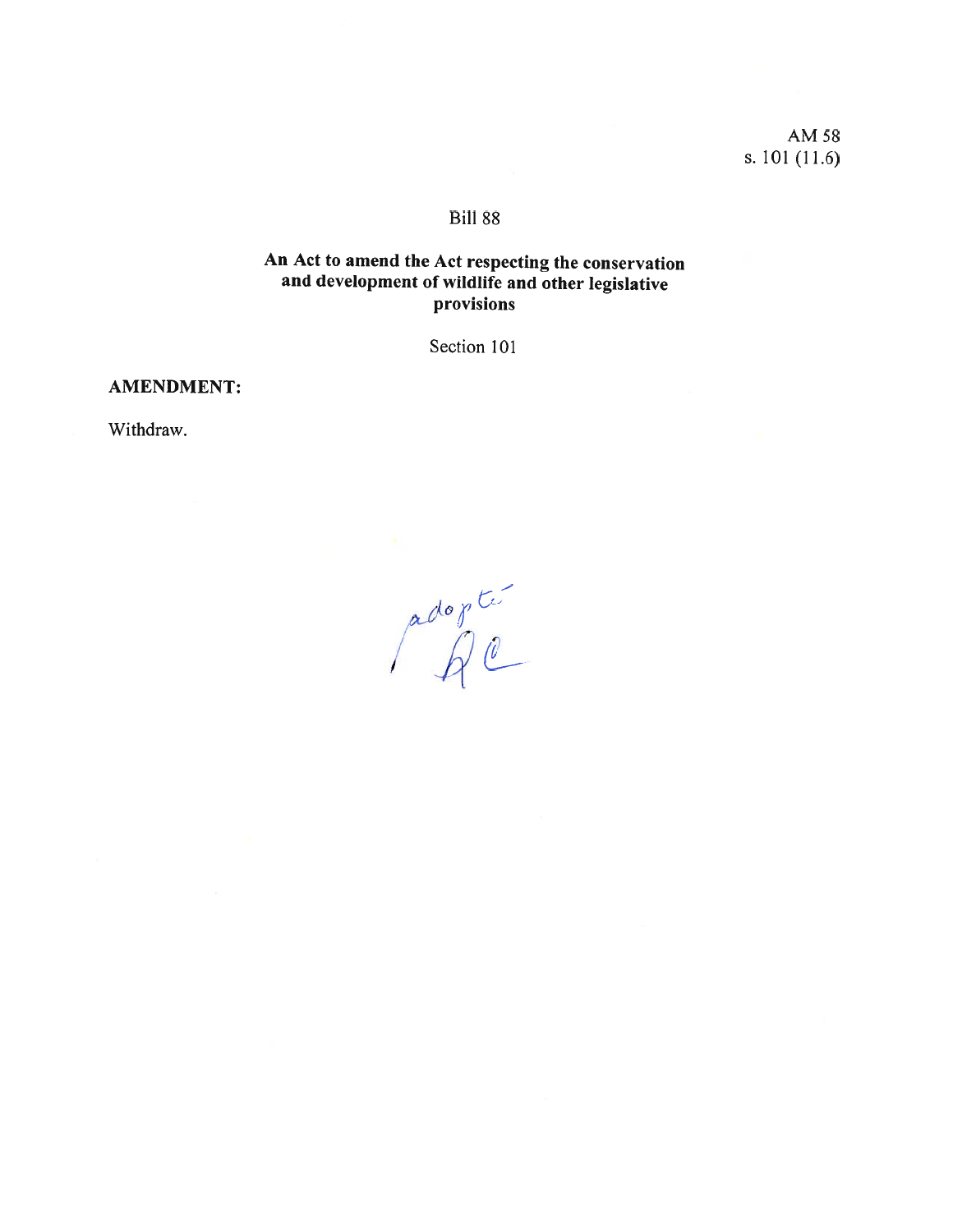AM 58
s. 101 (11.6)

Bill 88

**An Act to amend the Act respecting the conservation and development of wildlife and other legislative provisions**

Section 101

**AMENDMENT:**

Withdraw.

adopté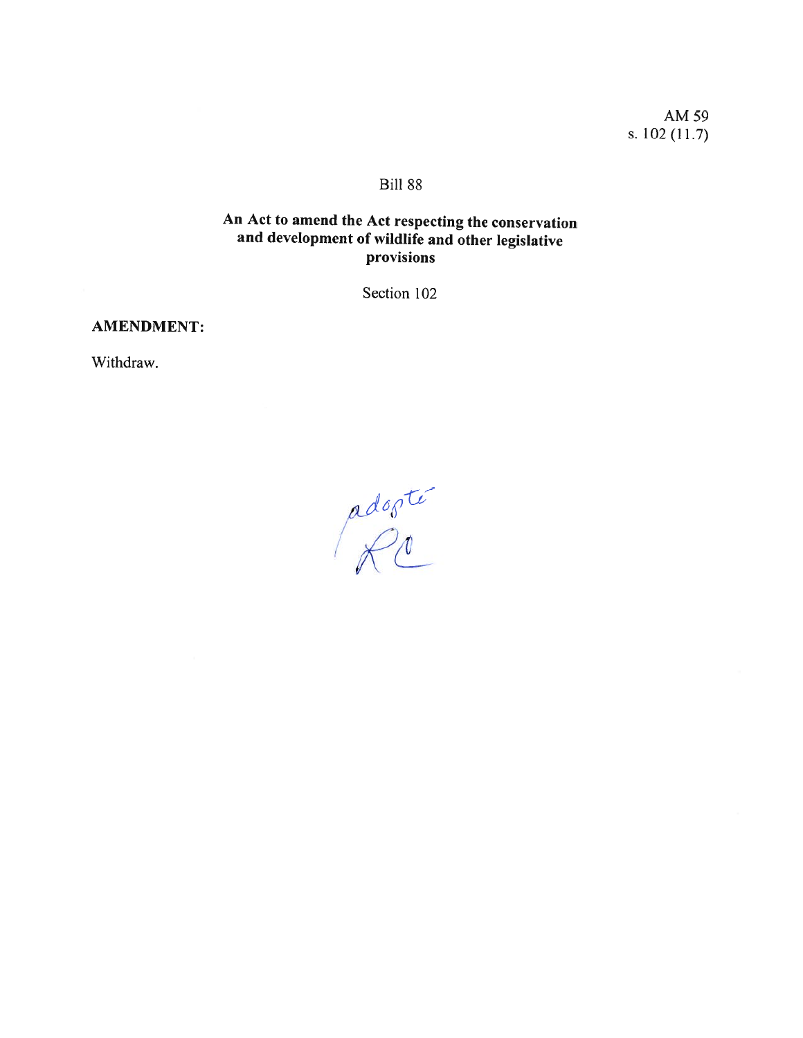AM 59
s. 102 (11.7)

Bill 88

**An Act to amend the Act respecting the conservation and development of wildlife and other legislative provisions**

Section 102

**AMENDMENT:**

Withdraw.

adopté
RC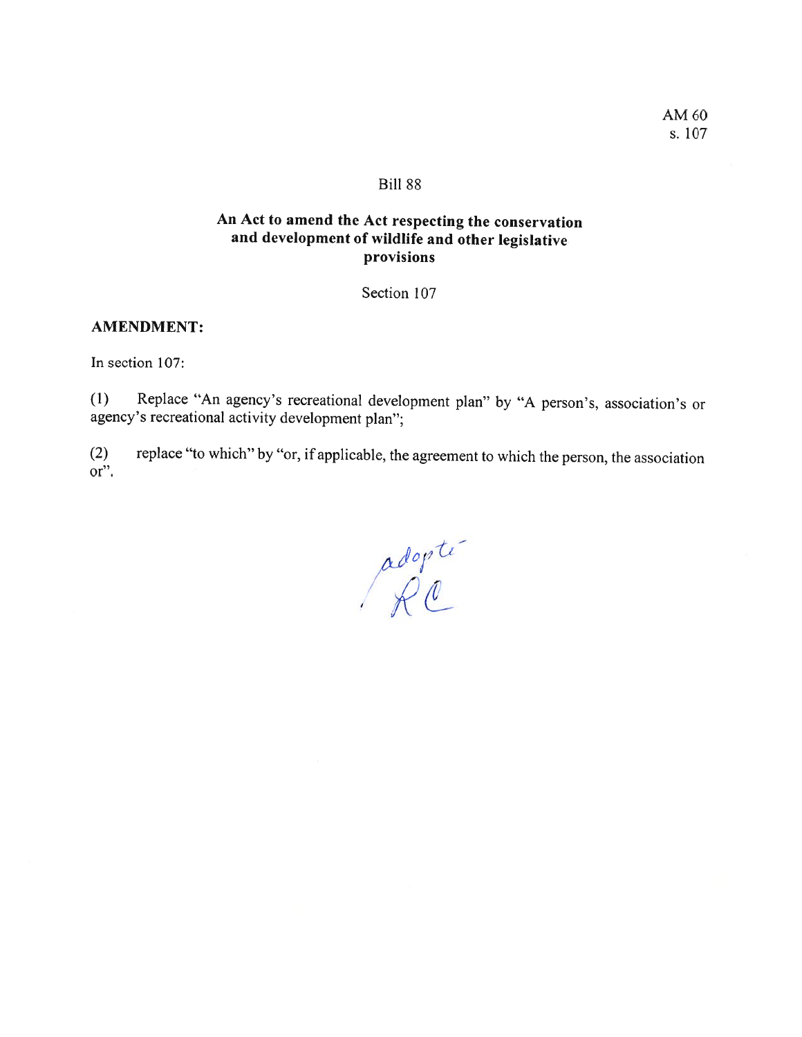AM 60
s. 107

Bill 88

**An Act to amend the Act respecting the conservation and development of wildlife and other legislative provisions**

Section 107

**AMENDMENT:**

In section 107:

(1) Replace "An agency's recreational development plan" by "A person's, association's or agency's recreational activity development plan";

(2) replace "to which" by "or, if applicable, the agreement to which the person, the association or".

adopté
RC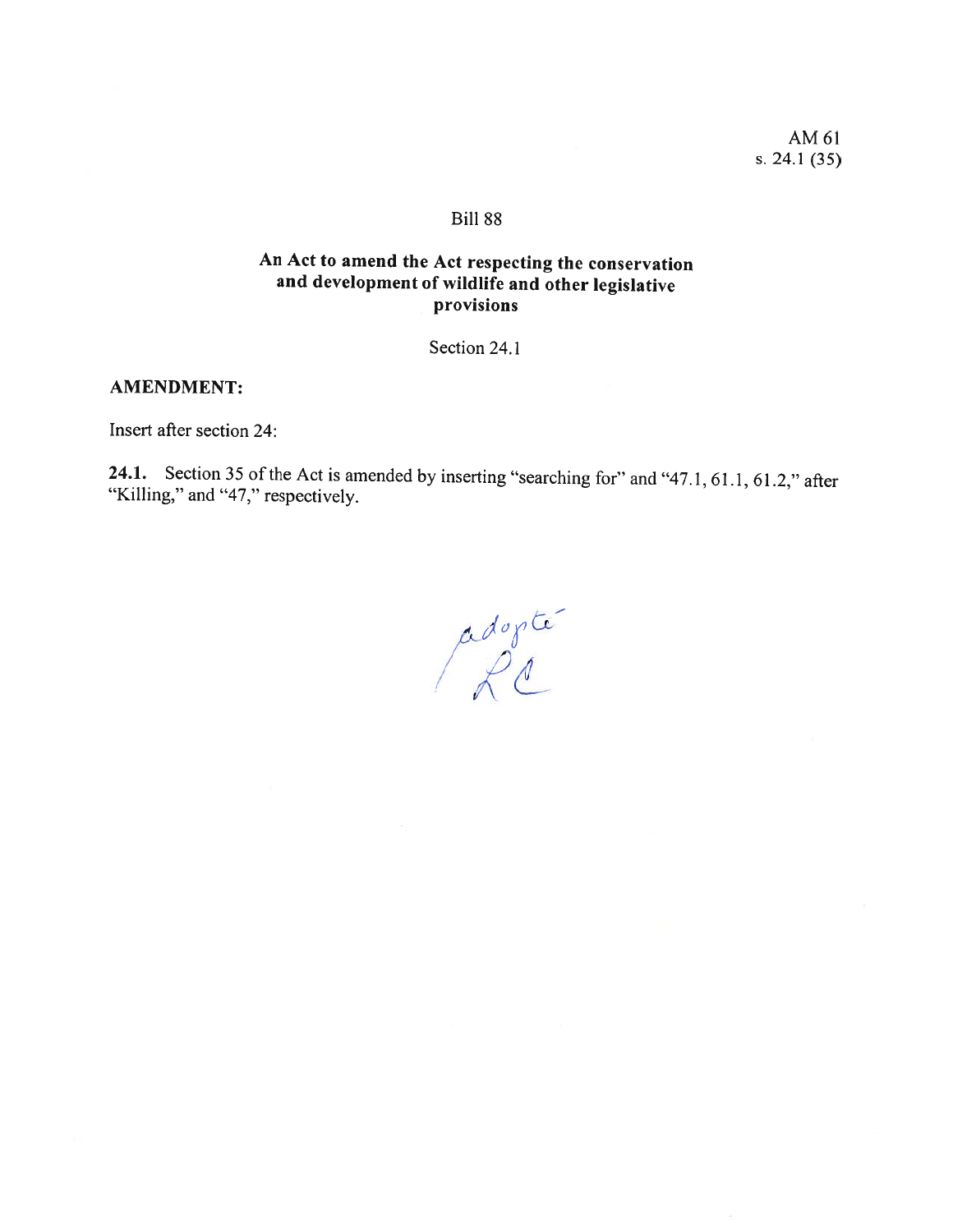AM 61
s. 24.1 (35)

Bill 88

## An Act to amend the Act respecting the conservation and development of wildlife and other legislative provisions

Section 24.1

**AMENDMENT:**

Insert after section 24:

**24.1.** Section 35 of the Act is amended by inserting "searching for" and "47.1, 61.1, 61.2," after "Killing," and "47," respectively.

adopté
LC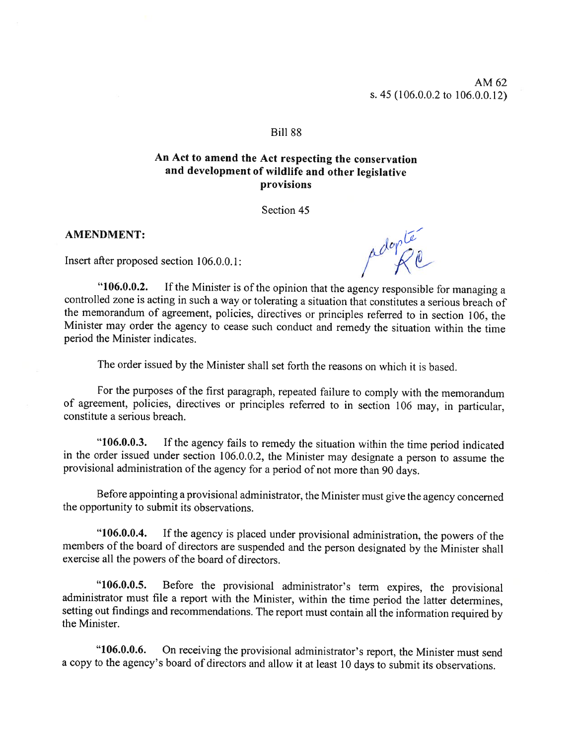AM 62
s. 45 (106.0.0.2 to 106.0.0.12)

Bill 88

## An Act to amend the Act respecting the conservation and development of wildlife and other legislative provisions

Section 45

**AMENDMENT:**

Insert after proposed section 106.0.0.1:

Adopté RC

"**106.0.0.2.** If the Minister is of the opinion that the agency responsible for managing a controlled zone is acting in such a way or tolerating a situation that constitutes a serious breach of the memorandum of agreement, policies, directives or principles referred to in section 106, the Minister may order the agency to cease such conduct and remedy the situation within the time period the Minister indicates.

The order issued by the Minister shall set forth the reasons on which it is based.

For the purposes of the first paragraph, repeated failure to comply with the memorandum of agreement, policies, directives or principles referred to in section 106 may, in particular, constitute a serious breach.

"**106.0.0.3.** If the agency fails to remedy the situation within the time period indicated in the order issued under section 106.0.0.2, the Minister may designate a person to assume the provisional administration of the agency for a period of not more than 90 days.

Before appointing a provisional administrator, the Minister must give the agency concerned the opportunity to submit its observations.

"**106.0.0.4.** If the agency is placed under provisional administration, the powers of the members of the board of directors are suspended and the person designated by the Minister shall exercise all the powers of the board of directors.

"**106.0.0.5.** Before the provisional administrator's term expires, the provisional administrator must file a report with the Minister, within the time period the latter determines, setting out findings and recommendations. The report must contain all the information required by the Minister.

"**106.0.0.6.** On receiving the provisional administrator's report, the Minister must send a copy to the agency's board of directors and allow it at least 10 days to submit its observations.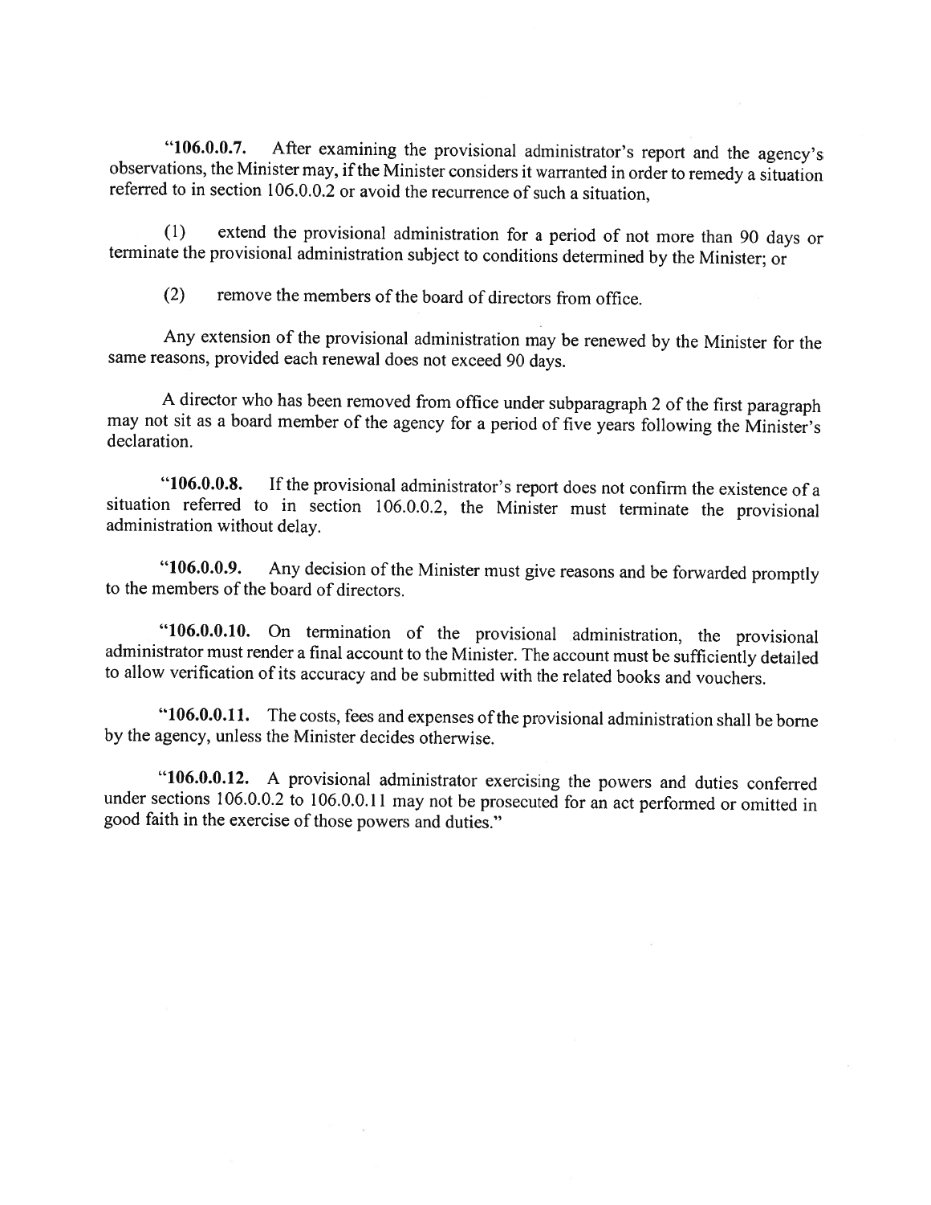"**106.0.0.7.** After examining the provisional administrator's report and the agency's observations, the Minister may, if the Minister considers it warranted in order to remedy a situation referred to in section 106.0.0.2 or avoid the recurrence of such a situation,

(1) extend the provisional administration for a period of not more than 90 days or terminate the provisional administration subject to conditions determined by the Minister; or

(2) remove the members of the board of directors from office.

Any extension of the provisional administration may be renewed by the Minister for the same reasons, provided each renewal does not exceed 90 days.

A director who has been removed from office under subparagraph 2 of the first paragraph may not sit as a board member of the agency for a period of five years following the Minister's declaration.

"**106.0.0.8.** If the provisional administrator's report does not confirm the existence of a situation referred to in section 106.0.0.2, the Minister must terminate the provisional administration without delay.

"**106.0.0.9.** Any decision of the Minister must give reasons and be forwarded promptly to the members of the board of directors.

"**106.0.0.10.** On termination of the provisional administration, the provisional administrator must render a final account to the Minister. The account must be sufficiently detailed to allow verification of its accuracy and be submitted with the related books and vouchers.

"**106.0.0.11.** The costs, fees and expenses of the provisional administration shall be borne by the agency, unless the Minister decides otherwise.

"**106.0.0.12.** A provisional administrator exercising the powers and duties conferred under sections 106.0.0.2 to 106.0.0.11 may not be prosecuted for an act performed or omitted in good faith in the exercise of those powers and duties."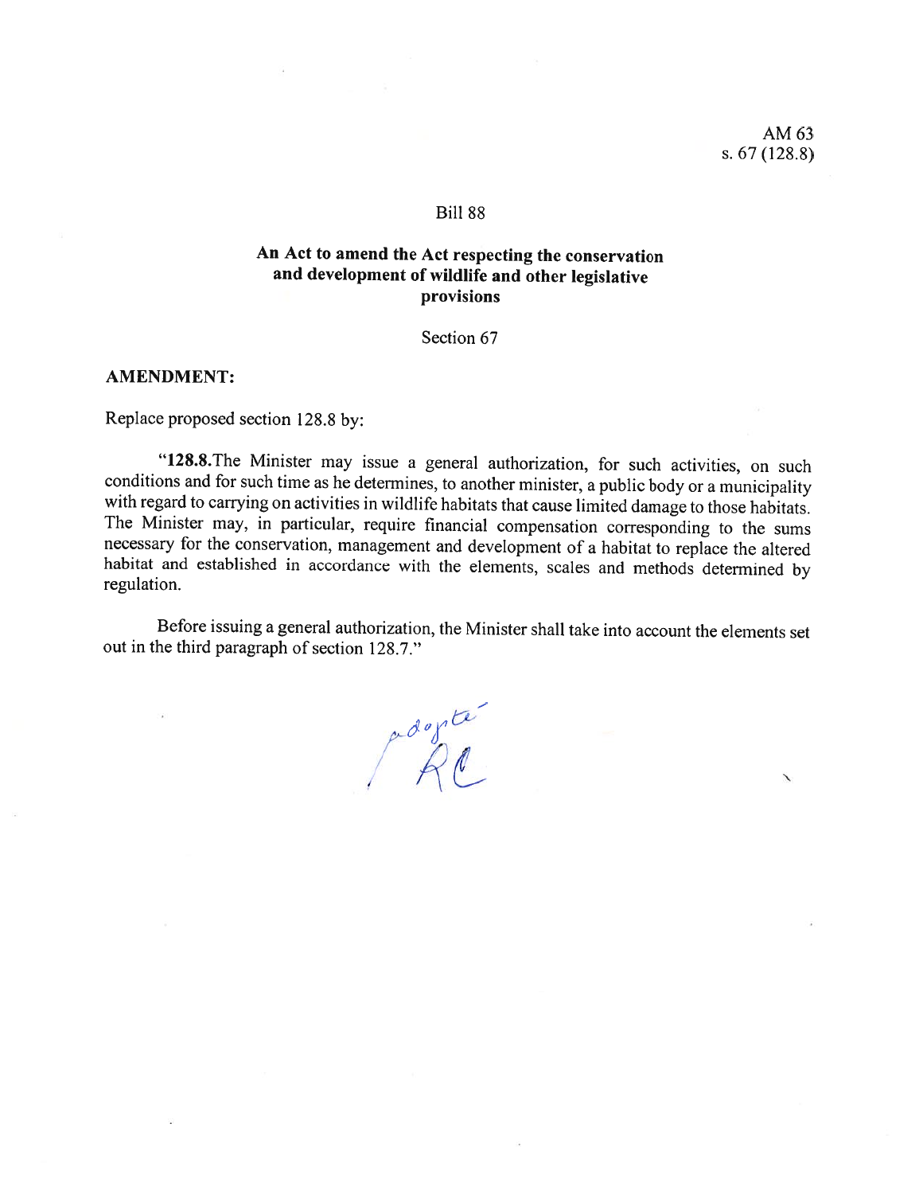AM 63
s. 67 (128.8)

Bill 88

**An Act to amend the Act respecting the conservation and development of wildlife and other legislative provisions**

Section 67

**AMENDMENT:**

Replace proposed section 128.8 by:

"**128.8.** The Minister may issue a general authorization, for such activities, on such conditions and for such time as he determines, to another minister, a public body or a municipality with regard to carrying on activities in wildlife habitats that cause limited damage to those habitats. The Minister may, in particular, require financial compensation corresponding to the sums necessary for the conservation, management and development of a habitat to replace the altered habitat and established in accordance with the elements, scales and methods determined by regulation.

Before issuing a general authorization, the Minister shall take into account the elements set out in the third paragraph of section 128.7."

adopté
RC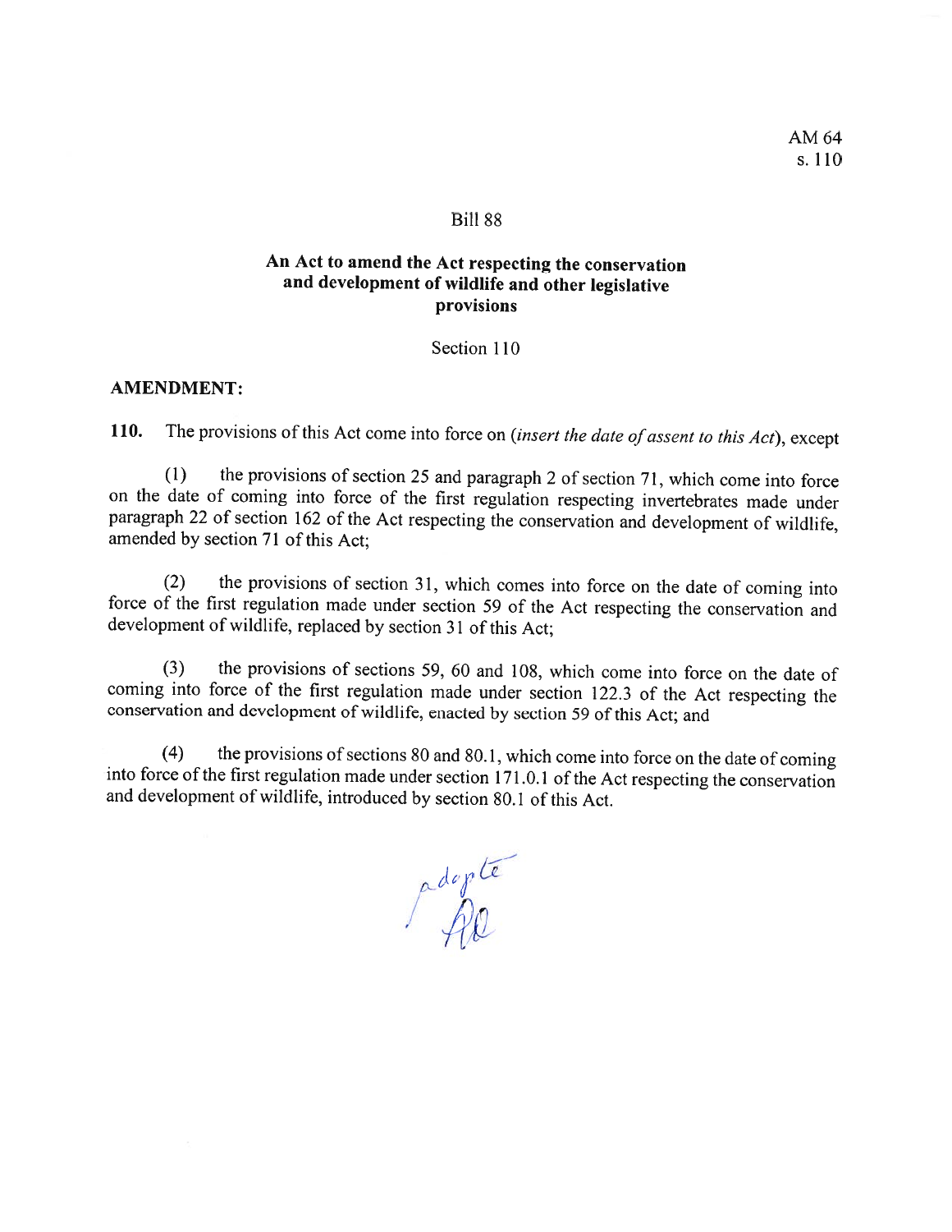AM 64
s. 110

Bill 88

**An Act to amend the Act respecting the conservation and development of wildlife and other legislative provisions**

Section 110

**AMENDMENT:**

**110.** The provisions of this Act come into force on (*insert the date of assent to this Act*), except

(1) the provisions of section 25 and paragraph 2 of section 71, which come into force on the date of coming into force of the first regulation respecting invertebrates made under paragraph 22 of section 162 of the Act respecting the conservation and development of wildlife, amended by section 71 of this Act;

(2) the provisions of section 31, which comes into force on the date of coming into force of the first regulation made under section 59 of the Act respecting the conservation and development of wildlife, replaced by section 31 of this Act;

(3) the provisions of sections 59, 60 and 108, which come into force on the date of coming into force of the first regulation made under section 122.3 of the Act respecting the conservation and development of wildlife, enacted by section 59 of this Act; and

(4) the provisions of sections 80 and 80.1, which come into force on the date of coming into force of the first regulation made under section 171.0.1 of the Act respecting the conservation and development of wildlife, introduced by section 80.1 of this Act.

adopté